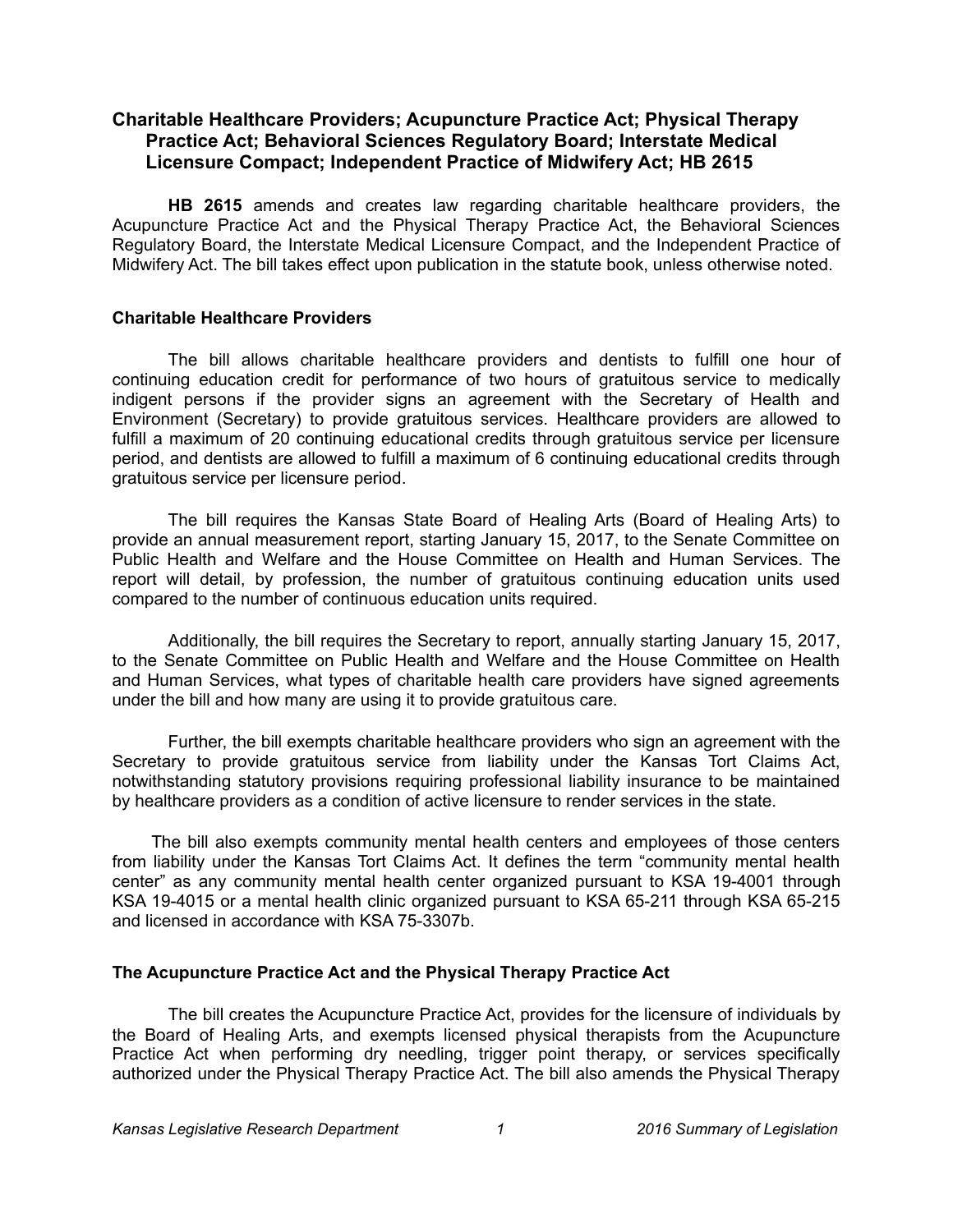## Charitable Healthcare Providers; Acupuncture Practice Act; Physical Therapy Practice Act; Behavioral Sciences Regulatory Board; Interstate Medical Licensure Compact; Independent Practice of Midwifery Act; HB 2615

**HB 2615** amends and creates law regarding charitable healthcare providers, the Acupuncture Practice Act and the Physical Therapy Practice Act, the Behavioral Sciences Regulatory Board, the Interstate Medical Licensure Compact, and the Independent Practice of Midwifery Act. The bill takes effect upon publication in the statute book, unless otherwise noted.

### Charitable Healthcare Providers

The bill allows charitable healthcare providers and dentists to fulfill one hour of continuing education credit for performance of two hours of gratuitous service to medically indigent persons if the provider signs an agreement with the Secretary of Health and Environment (Secretary) to provide gratuitous services. Healthcare providers are allowed to fulfill a maximum of 20 continuing educational credits through gratuitous service per licensure period, and dentists are allowed to fulfill a maximum of 6 continuing educational credits through gratuitous service per licensure period.

The bill requires the Kansas State Board of Healing Arts (Board of Healing Arts) to provide an annual measurement report, starting January 15, 2017, to the Senate Committee on Public Health and Welfare and the House Committee on Health and Human Services. The report will detail, by profession, the number of gratuitous continuing education units used compared to the number of continuous education units required.

Additionally, the bill requires the Secretary to report, annually starting January 15, 2017, to the Senate Committee on Public Health and Welfare and the House Committee on Health and Human Services, what types of charitable health care providers have signed agreements under the bill and how many are using it to provide gratuitous care.

Further, the bill exempts charitable healthcare providers who sign an agreement with the Secretary to provide gratuitous service from liability under the Kansas Tort Claims Act, notwithstanding statutory provisions requiring professional liability insurance to be maintained by healthcare providers as a condition of active licensure to render services in the state.

The bill also exempts community mental health centers and employees of those centers from liability under the Kansas Tort Claims Act. It defines the term "community mental health center" as any community mental health center organized pursuant to KSA 19-4001 through KSA 19-4015 or a mental health clinic organized pursuant to KSA 65-211 through KSA 65-215 and licensed in accordance with KSA 75-3307b.

### The Acupuncture Practice Act and the Physical Therapy Practice Act

The bill creates the Acupuncture Practice Act, provides for the licensure of individuals by the Board of Healing Arts, and exempts licensed physical therapists from the Acupuncture Practice Act when performing dry needling, trigger point therapy, or services specifically authorized under the Physical Therapy Practice Act. The bill also amends the Physical Therapy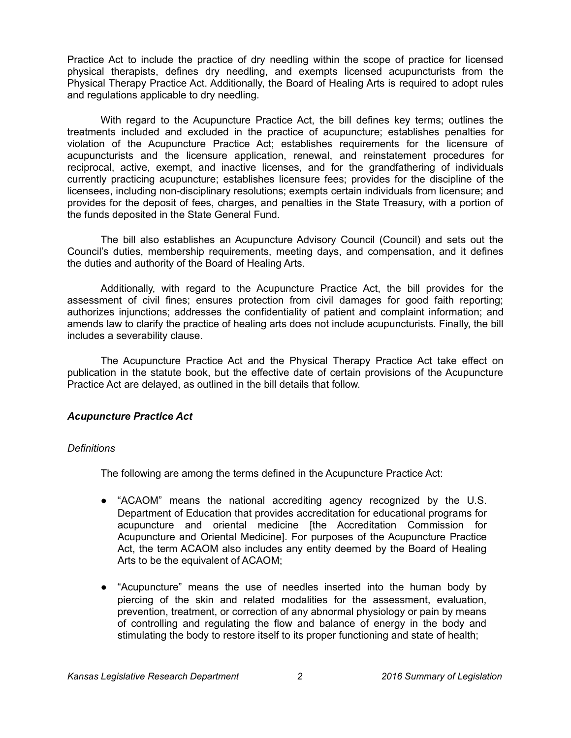Practice Act to include the practice of dry needling within the scope of practice for licensed physical therapists, defines dry needling, and exempts licensed acupuncturists from the Physical Therapy Practice Act. Additionally, the Board of Healing Arts is required to adopt rules and regulations applicable to dry needling.

With regard to the Acupuncture Practice Act, the bill defines key terms; outlines the treatments included and excluded in the practice of acupuncture; establishes penalties for violation of the Acupuncture Practice Act; establishes requirements for the licensure of acupuncturists and the licensure application, renewal, and reinstatement procedures for reciprocal, active, exempt, and inactive licenses, and for the grandfathering of individuals currently practicing acupuncture; establishes licensure fees; provides for the discipline of the licensees, including non-disciplinary resolutions; exempts certain individuals from licensure; and provides for the deposit of fees, charges, and penalties in the State Treasury, with a portion of the funds deposited in the State General Fund.

The bill also establishes an Acupuncture Advisory Council (Council) and sets out the Council's duties, membership requirements, meeting days, and compensation, and it defines the duties and authority of the Board of Healing Arts.

Additionally, with regard to the Acupuncture Practice Act, the bill provides for the assessment of civil fines; ensures protection from civil damages for good faith reporting; authorizes injunctions; addresses the confidentiality of patient and complaint information; and amends law to clarify the practice of healing arts does not include acupuncturists. Finally, the bill includes a severability clause.

The Acupuncture Practice Act and the Physical Therapy Practice Act take effect on publication in the statute book, but the effective date of certain provisions of the Acupuncture Practice Act are delayed, as outlined in the bill details that follow.

### *Acupuncture Practice Act*

#### *Definitions*

The following are among the terms defined in the Acupuncture Practice Act:

- "ACAOM" means the national accrediting agency recognized by the U.S. Department of Education that provides accreditation for educational programs for acupuncture and oriental medicine [the Accreditation Commission for Acupuncture and Oriental Medicine]. For purposes of the Acupuncture Practice Act, the term ACAOM also includes any entity deemed by the Board of Healing Arts to be the equivalent of ACAOM;

- "Acupuncture" means the use of needles inserted into the human body by piercing of the skin and related modalities for the assessment, evaluation, prevention, treatment, or correction of any abnormal physiology or pain by means of controlling and regulating the flow and balance of energy in the body and stimulating the body to restore itself to its proper functioning and state of health;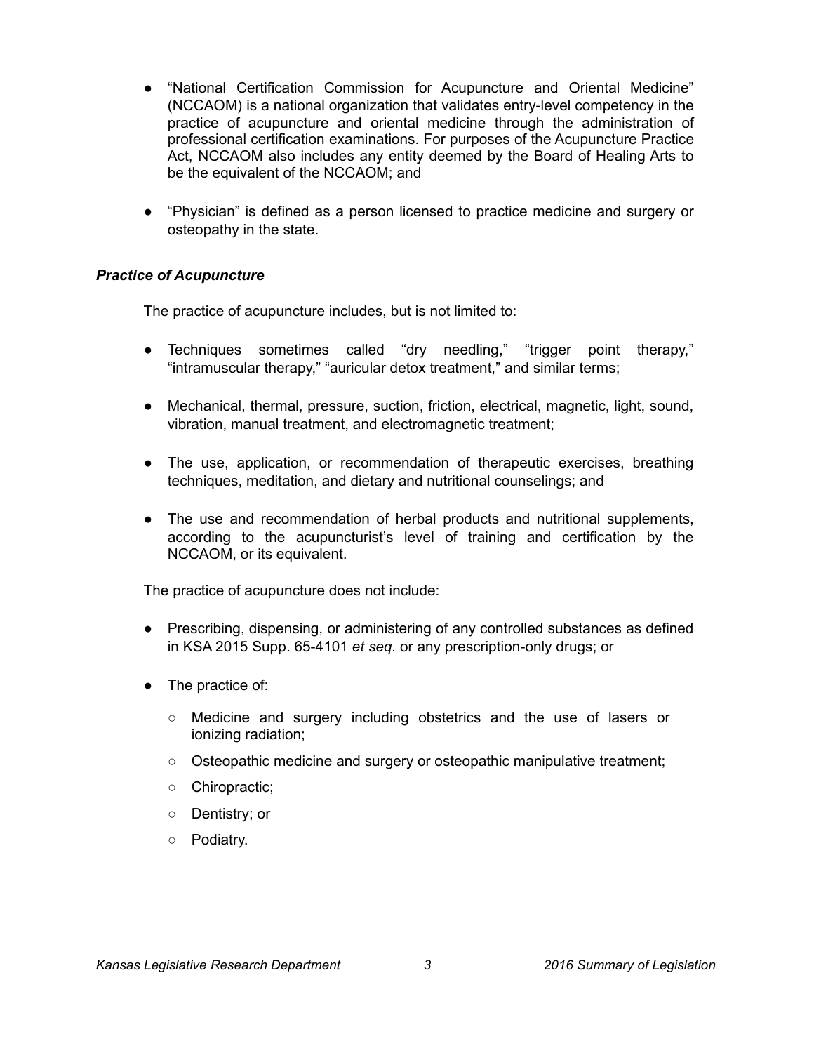- “National Certification Commission for Acupuncture and Oriental Medicine” (NCCAOM) is a national organization that validates entry-level competency in the practice of acupuncture and oriental medicine through the administration of professional certification examinations. For purposes of the Acupuncture Practice Act, NCCAOM also includes any entity deemed by the Board of Healing Arts to be the equivalent of the NCCAOM; and

- “Physician” is defined as a person licensed to practice medicine and surgery or osteopathy in the state.

### *Practice of Acupuncture*

The practice of acupuncture includes, but is not limited to:

- Techniques sometimes called “dry needling,” “trigger point therapy,” “intramuscular therapy,” “auricular detox treatment,” and similar terms;

- Mechanical, thermal, pressure, suction, friction, electrical, magnetic, light, sound, vibration, manual treatment, and electromagnetic treatment;

- The use, application, or recommendation of therapeutic exercises, breathing techniques, meditation, and dietary and nutritional counselings; and

- The use and recommendation of herbal products and nutritional supplements, according to the acupuncturist’s level of training and certification by the NCCAOM, or its equivalent.

The practice of acupuncture does not include:

- Prescribing, dispensing, or administering of any controlled substances as defined in KSA 2015 Supp. 65-4101 *et seq.* or any prescription-only drugs; or

- The practice of:
  - Medicine and surgery including obstetrics and the use of lasers or ionizing radiation;
  - Osteopathic medicine and surgery or osteopathic manipulative treatment;
  - Chiropractic;
  - Dentistry; or
  - Podiatry.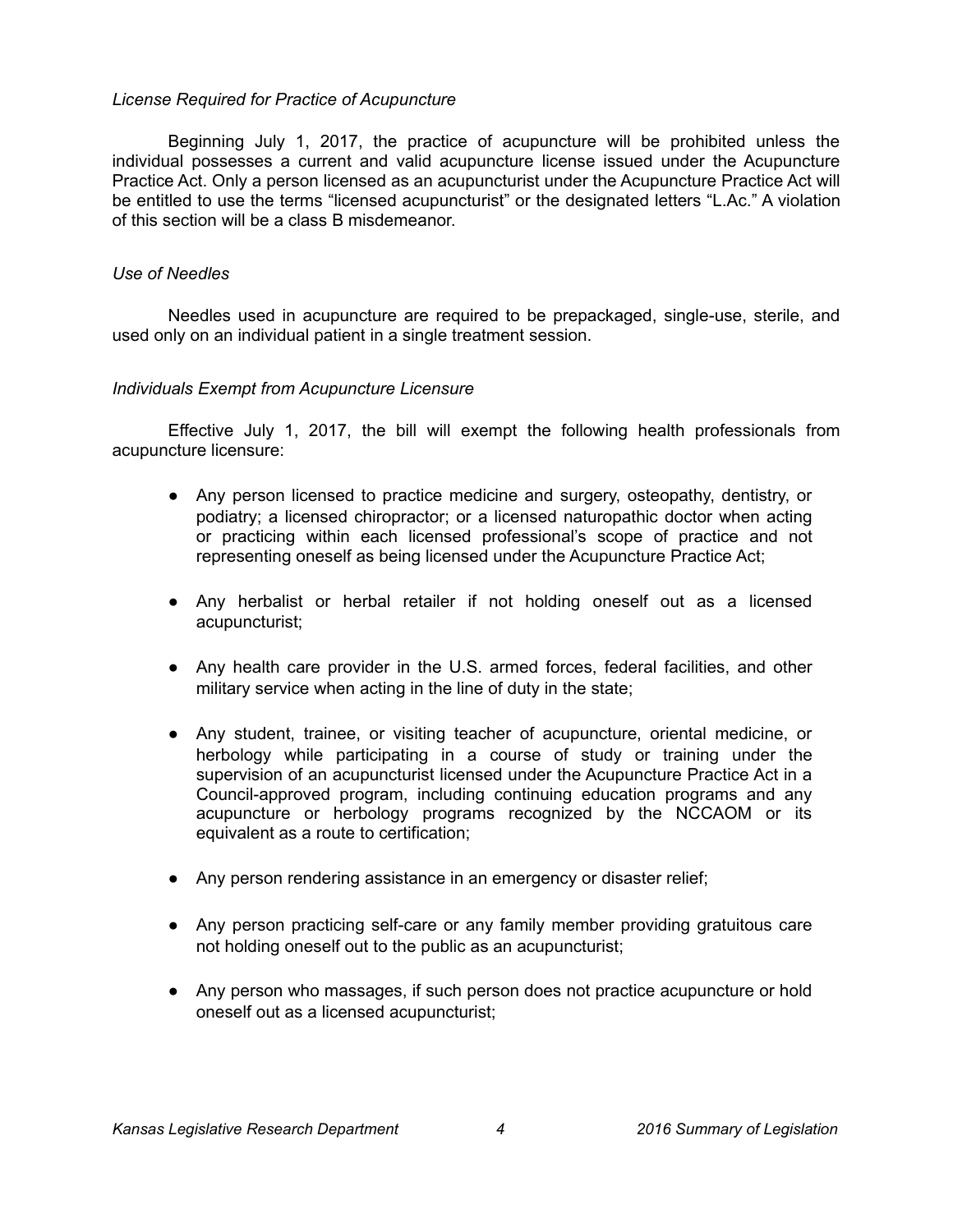*License Required for Practice of Acupuncture*

Beginning July 1, 2017, the practice of acupuncture will be prohibited unless the individual possesses a current and valid acupuncture license issued under the Acupuncture Practice Act. Only a person licensed as an acupuncturist under the Acupuncture Practice Act will be entitled to use the terms "licensed acupuncturist" or the designated letters "L.Ac." A violation of this section will be a class B misdemeanor.

*Use of Needles*

Needles used in acupuncture are required to be prepackaged, single-use, sterile, and used only on an individual patient in a single treatment session.

*Individuals Exempt from Acupuncture Licensure*

Effective July 1, 2017, the bill will exempt the following health professionals from acupuncture licensure:

- Any person licensed to practice medicine and surgery, osteopathy, dentistry, or podiatry; a licensed chiropractor; or a licensed naturopathic doctor when acting or practicing within each licensed professional's scope of practice and not representing oneself as being licensed under the Acupuncture Practice Act;
- Any herbalist or herbal retailer if not holding oneself out as a licensed acupuncturist;
- Any health care provider in the U.S. armed forces, federal facilities, and other military service when acting in the line of duty in the state;
- Any student, trainee, or visiting teacher of acupuncture, oriental medicine, or herbology while participating in a course of study or training under the supervision of an acupuncturist licensed under the Acupuncture Practice Act in a Council-approved program, including continuing education programs and any acupuncture or herbology programs recognized by the NCCAOM or its equivalent as a route to certification;
- Any person rendering assistance in an emergency or disaster relief;
- Any person practicing self-care or any family member providing gratuitous care not holding oneself out to the public as an acupuncturist;
- Any person who massages, if such person does not practice acupuncture or hold oneself out as a licensed acupuncturist;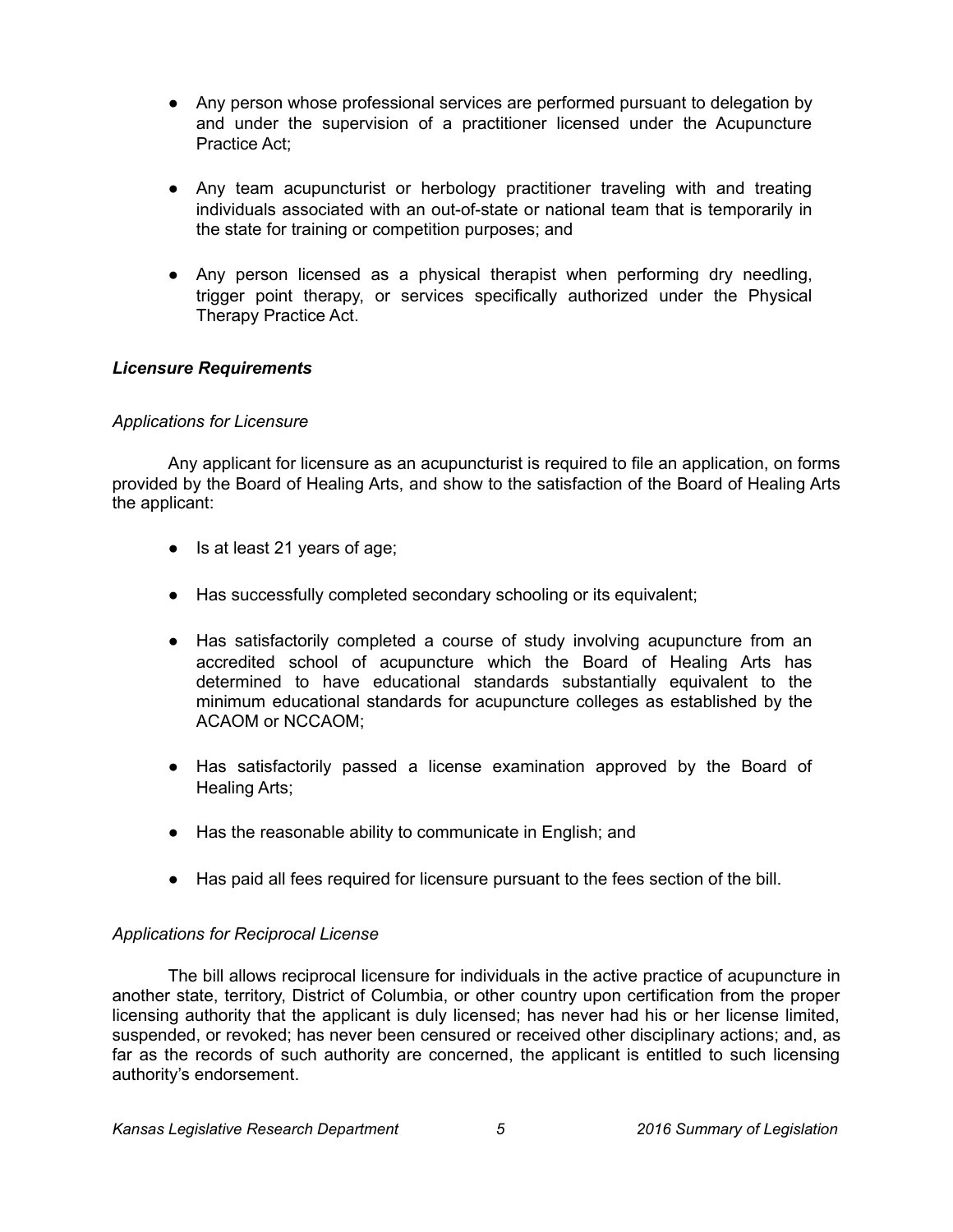- Any person whose professional services are performed pursuant to delegation by and under the supervision of a practitioner licensed under the Acupuncture Practice Act;

- Any team acupuncturist or herbology practitioner traveling with and treating individuals associated with an out-of-state or national team that is temporarily in the state for training or competition purposes; and

- Any person licensed as a physical therapist when performing dry needling, trigger point therapy, or services specifically authorized under the Physical Therapy Practice Act.

***Licensure Requirements***

*Applications for Licensure*

Any applicant for licensure as an acupuncturist is required to file an application, on forms provided by the Board of Healing Arts, and show to the satisfaction of the Board of Healing Arts the applicant:

- Is at least 21 years of age;

- Has successfully completed secondary schooling or its equivalent;

- Has satisfactorily completed a course of study involving acupuncture from an accredited school of acupuncture which the Board of Healing Arts has determined to have educational standards substantially equivalent to the minimum educational standards for acupuncture colleges as established by the ACAOM or NCCAOM;

- Has satisfactorily passed a license examination approved by the Board of Healing Arts;

- Has the reasonable ability to communicate in English; and

- Has paid all fees required for licensure pursuant to the fees section of the bill.

*Applications for Reciprocal License*

The bill allows reciprocal licensure for individuals in the active practice of acupuncture in another state, territory, District of Columbia, or other country upon certification from the proper licensing authority that the applicant is duly licensed; has never had his or her license limited, suspended, or revoked; has never been censured or received other disciplinary actions; and, as far as the records of such authority are concerned, the applicant is entitled to such licensing authority's endorsement.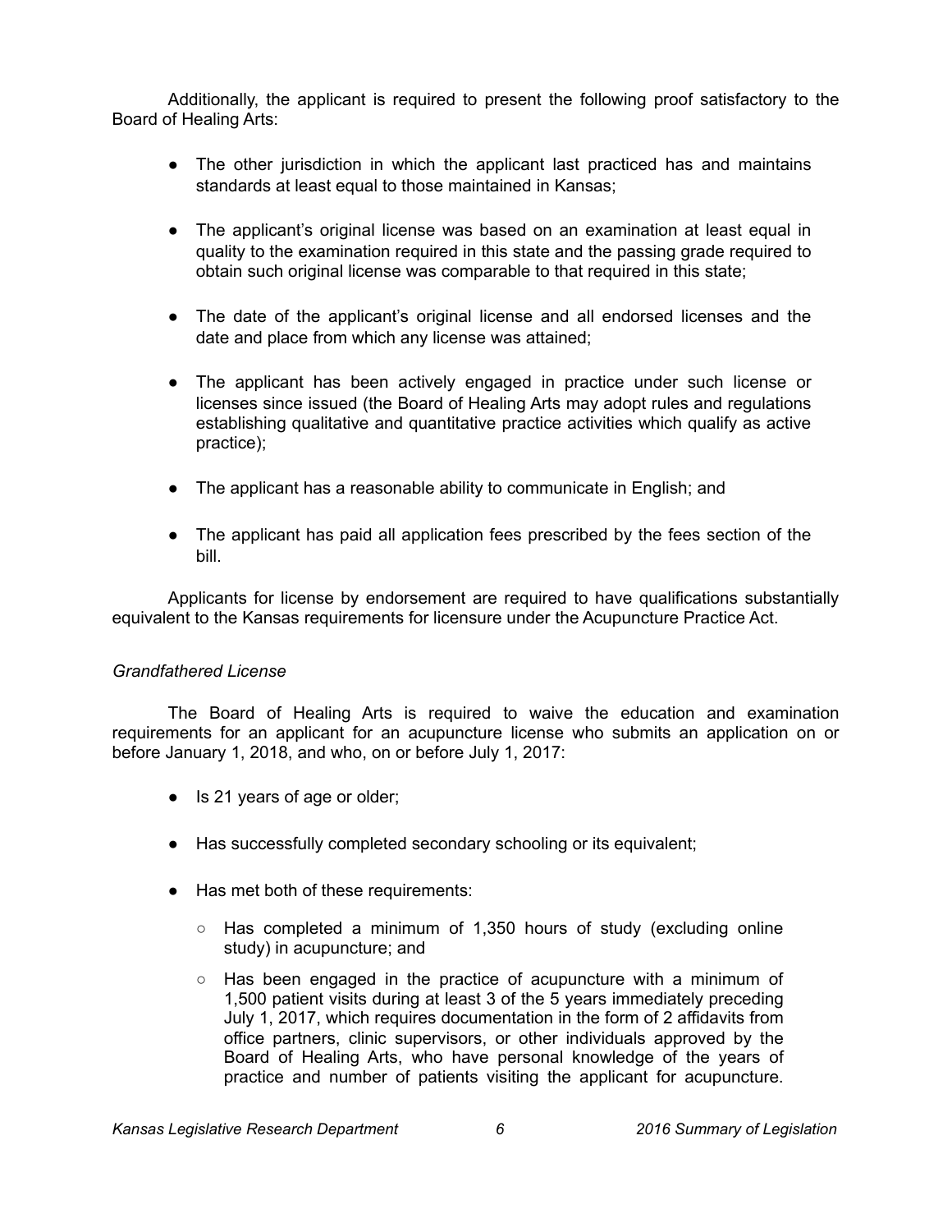Additionally, the applicant is required to present the following proof satisfactory to the Board of Healing Arts:

- The other jurisdiction in which the applicant last practiced has and maintains standards at least equal to those maintained in Kansas;
- The applicant's original license was based on an examination at least equal in quality to the examination required in this state and the passing grade required to obtain such original license was comparable to that required in this state;
- The date of the applicant's original license and all endorsed licenses and the date and place from which any license was attained;
- The applicant has been actively engaged in practice under such license or licenses since issued (the Board of Healing Arts may adopt rules and regulations establishing qualitative and quantitative practice activities which qualify as active practice);
- The applicant has a reasonable ability to communicate in English; and
- The applicant has paid all application fees prescribed by the fees section of the bill.

Applicants for license by endorsement are required to have qualifications substantially equivalent to the Kansas requirements for licensure under the Acupuncture Practice Act.

*Grandfathered License*

The Board of Healing Arts is required to waive the education and examination requirements for an applicant for an acupuncture license who submits an application on or before January 1, 2018, and who, on or before July 1, 2017:

- Is 21 years of age or older;
- Has successfully completed secondary schooling or its equivalent;
- Has met both of these requirements:
  - Has completed a minimum of 1,350 hours of study (excluding online study) in acupuncture; and
  - Has been engaged in the practice of acupuncture with a minimum of 1,500 patient visits during at least 3 of the 5 years immediately preceding July 1, 2017, which requires documentation in the form of 2 affidavits from office partners, clinic supervisors, or other individuals approved by the Board of Healing Arts, who have personal knowledge of the years of practice and number of patients visiting the applicant for acupuncture.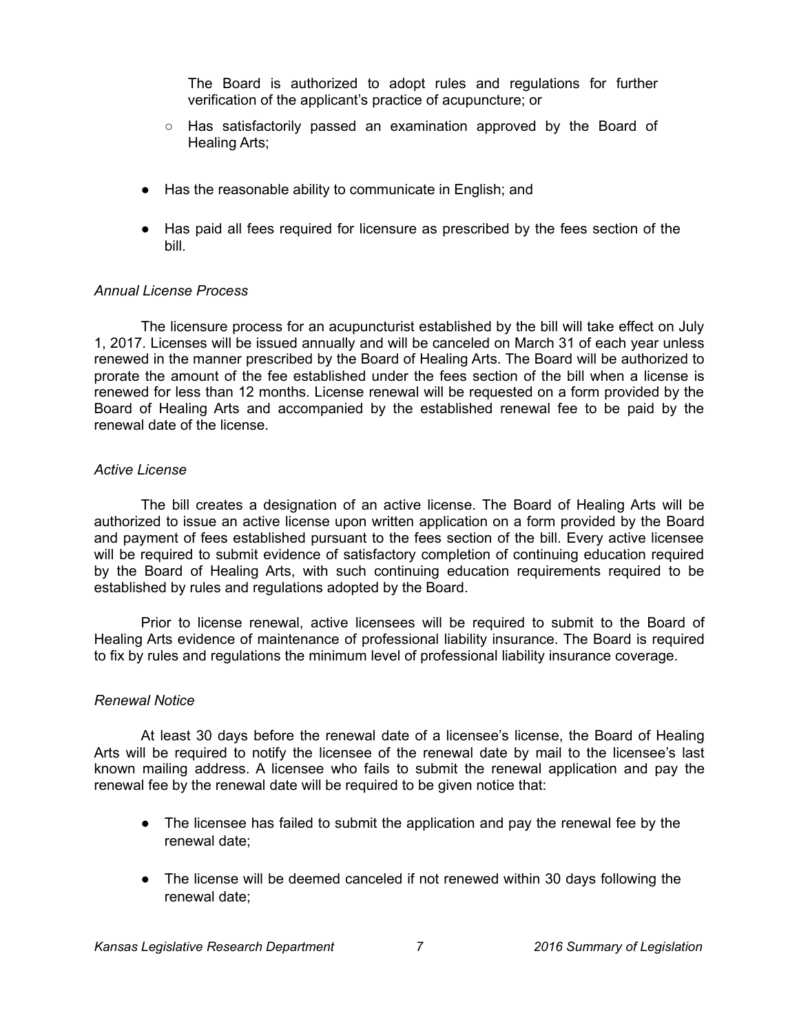The Board is authorized to adopt rules and regulations for further verification of the applicant's practice of acupuncture; or

    - Has satisfactorily passed an examination approved by the Board of Healing Arts;

- Has the reasonable ability to communicate in English; and
- Has paid all fees required for licensure as prescribed by the fees section of the bill.

*Annual License Process*

The licensure process for an acupuncturist established by the bill will take effect on July 1, 2017. Licenses will be issued annually and will be canceled on March 31 of each year unless renewed in the manner prescribed by the Board of Healing Arts. The Board will be authorized to prorate the amount of the fee established under the fees section of the bill when a license is renewed for less than 12 months. License renewal will be requested on a form provided by the Board of Healing Arts and accompanied by the established renewal fee to be paid by the renewal date of the license.

*Active License*

The bill creates a designation of an active license. The Board of Healing Arts will be authorized to issue an active license upon written application on a form provided by the Board and payment of fees established pursuant to the fees section of the bill. Every active licensee will be required to submit evidence of satisfactory completion of continuing education required by the Board of Healing Arts, with such continuing education requirements required to be established by rules and regulations adopted by the Board.

Prior to license renewal, active licensees will be required to submit to the Board of Healing Arts evidence of maintenance of professional liability insurance. The Board is required to fix by rules and regulations the minimum level of professional liability insurance coverage.

*Renewal Notice*

At least 30 days before the renewal date of a licensee's license, the Board of Healing Arts will be required to notify the licensee of the renewal date by mail to the licensee's last known mailing address. A licensee who fails to submit the renewal application and pay the renewal fee by the renewal date will be required to be given notice that:

- The licensee has failed to submit the application and pay the renewal fee by the renewal date;
- The license will be deemed canceled if not renewed within 30 days following the renewal date;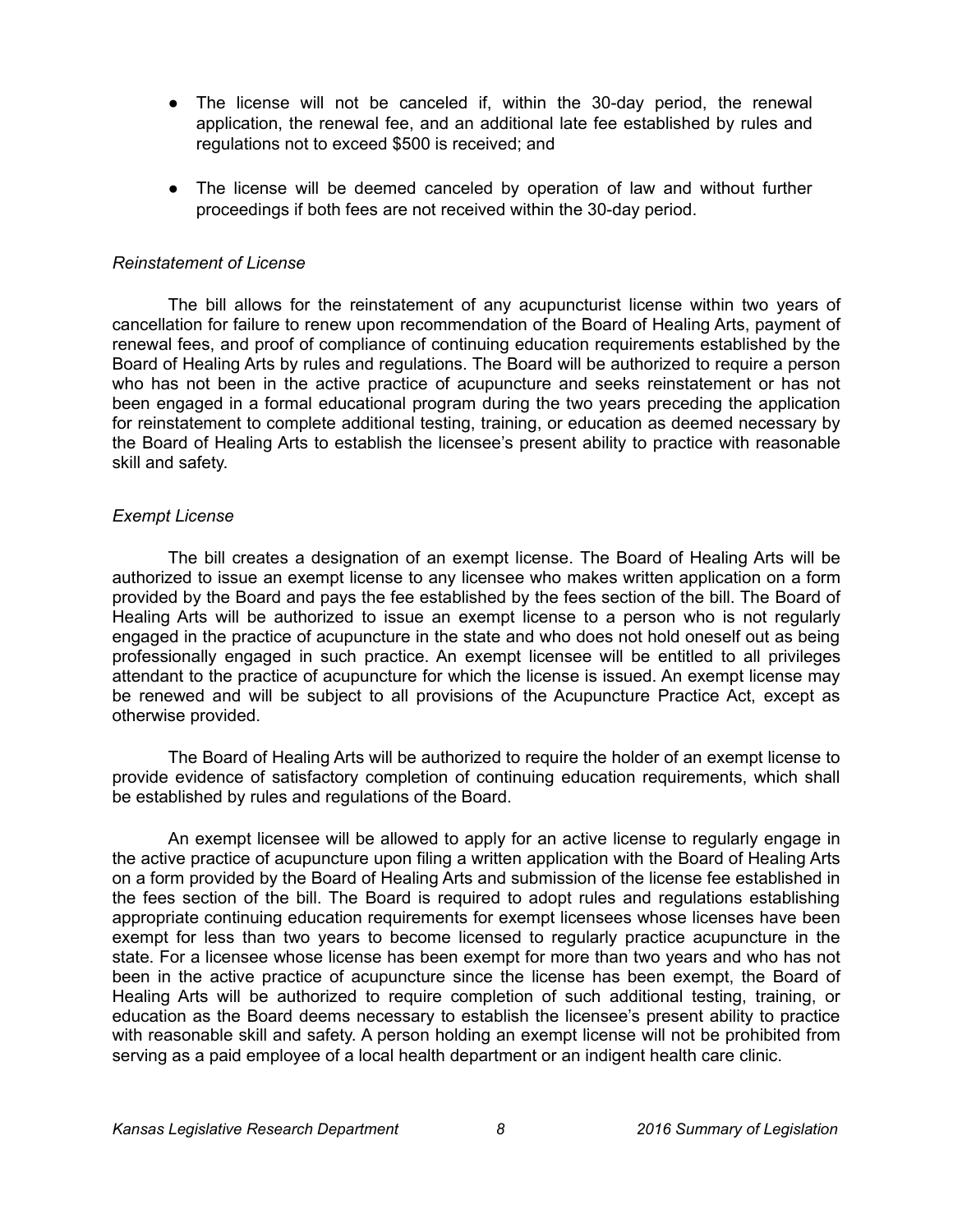- The license will not be canceled if, within the 30-day period, the renewal application, the renewal fee, and an additional late fee established by rules and regulations not to exceed $500 is received; and

- The license will be deemed canceled by operation of law and without further proceedings if both fees are not received within the 30-day period.

*Reinstatement of License*

The bill allows for the reinstatement of any acupuncturist license within two years of cancellation for failure to renew upon recommendation of the Board of Healing Arts, payment of renewal fees, and proof of compliance of continuing education requirements established by the Board of Healing Arts by rules and regulations. The Board will be authorized to require a person who has not been in the active practice of acupuncture and seeks reinstatement or has not been engaged in a formal educational program during the two years preceding the application for reinstatement to complete additional testing, training, or education as deemed necessary by the Board of Healing Arts to establish the licensee's present ability to practice with reasonable skill and safety.

*Exempt License*

The bill creates a designation of an exempt license. The Board of Healing Arts will be authorized to issue an exempt license to any licensee who makes written application on a form provided by the Board and pays the fee established by the fees section of the bill. The Board of Healing Arts will be authorized to issue an exempt license to a person who is not regularly engaged in the practice of acupuncture in the state and who does not hold oneself out as being professionally engaged in such practice. An exempt licensee will be entitled to all privileges attendant to the practice of acupuncture for which the license is issued. An exempt license may be renewed and will be subject to all provisions of the Acupuncture Practice Act, except as otherwise provided.

The Board of Healing Arts will be authorized to require the holder of an exempt license to provide evidence of satisfactory completion of continuing education requirements, which shall be established by rules and regulations of the Board.

An exempt licensee will be allowed to apply for an active license to regularly engage in the active practice of acupuncture upon filing a written application with the Board of Healing Arts on a form provided by the Board of Healing Arts and submission of the license fee established in the fees section of the bill. The Board is required to adopt rules and regulations establishing appropriate continuing education requirements for exempt licensees whose licenses have been exempt for less than two years to become licensed to regularly practice acupuncture in the state. For a licensee whose license has been exempt for more than two years and who has not been in the active practice of acupuncture since the license has been exempt, the Board of Healing Arts will be authorized to require completion of such additional testing, training, or education as the Board deems necessary to establish the licensee's present ability to practice with reasonable skill and safety. A person holding an exempt license will not be prohibited from serving as a paid employee of a local health department or an indigent health care clinic.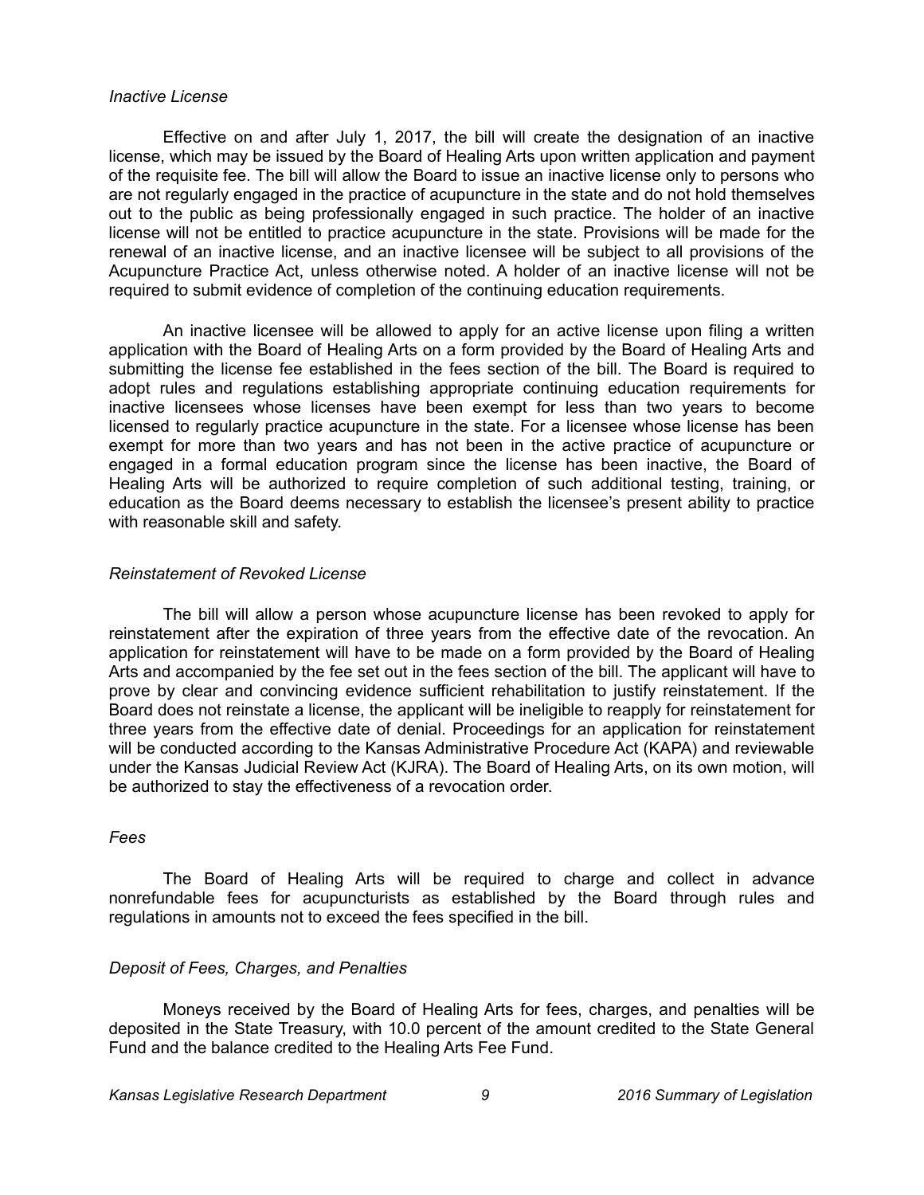*Inactive License*

Effective on and after July 1, 2017, the bill will create the designation of an inactive license, which may be issued by the Board of Healing Arts upon written application and payment of the requisite fee. The bill will allow the Board to issue an inactive license only to persons who are not regularly engaged in the practice of acupuncture in the state and do not hold themselves out to the public as being professionally engaged in such practice. The holder of an inactive license will not be entitled to practice acupuncture in the state. Provisions will be made for the renewal of an inactive license, and an inactive licensee will be subject to all provisions of the Acupuncture Practice Act, unless otherwise noted. A holder of an inactive license will not be required to submit evidence of completion of the continuing education requirements.

An inactive licensee will be allowed to apply for an active license upon filing a written application with the Board of Healing Arts on a form provided by the Board of Healing Arts and submitting the license fee established in the fees section of the bill. The Board is required to adopt rules and regulations establishing appropriate continuing education requirements for inactive licensees whose licenses have been exempt for less than two years to become licensed to regularly practice acupuncture in the state. For a licensee whose license has been exempt for more than two years and has not been in the active practice of acupuncture or engaged in a formal education program since the license has been inactive, the Board of Healing Arts will be authorized to require completion of such additional testing, training, or education as the Board deems necessary to establish the licensee's present ability to practice with reasonable skill and safety.

*Reinstatement of Revoked License*

The bill will allow a person whose acupuncture license has been revoked to apply for reinstatement after the expiration of three years from the effective date of the revocation. An application for reinstatement will have to be made on a form provided by the Board of Healing Arts and accompanied by the fee set out in the fees section of the bill. The applicant will have to prove by clear and convincing evidence sufficient rehabilitation to justify reinstatement. If the Board does not reinstate a license, the applicant will be ineligible to reapply for reinstatement for three years from the effective date of denial. Proceedings for an application for reinstatement will be conducted according to the Kansas Administrative Procedure Act (KAPA) and reviewable under the Kansas Judicial Review Act (KJRA). The Board of Healing Arts, on its own motion, will be authorized to stay the effectiveness of a revocation order.

*Fees*

The Board of Healing Arts will be required to charge and collect in advance nonrefundable fees for acupuncturists as established by the Board through rules and regulations in amounts not to exceed the fees specified in the bill.

*Deposit of Fees, Charges, and Penalties*

Moneys received by the Board of Healing Arts for fees, charges, and penalties will be deposited in the State Treasury, with 10.0 percent of the amount credited to the State General Fund and the balance credited to the Healing Arts Fee Fund.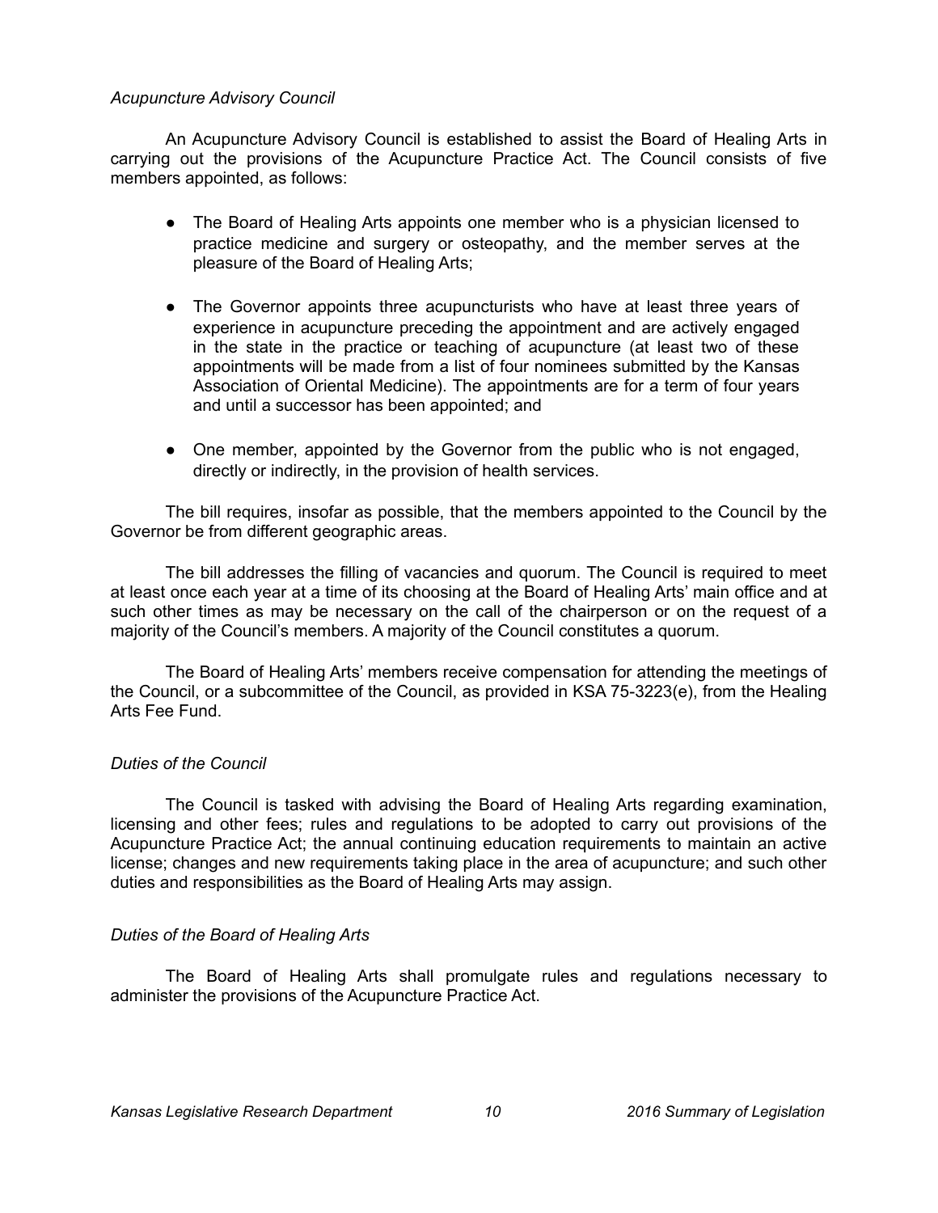*Acupuncture Advisory Council*

An Acupuncture Advisory Council is established to assist the Board of Healing Arts in carrying out the provisions of the Acupuncture Practice Act. The Council consists of five members appointed, as follows:

- The Board of Healing Arts appoints one member who is a physician licensed to practice medicine and surgery or osteopathy, and the member serves at the pleasure of the Board of Healing Arts;
- The Governor appoints three acupuncturists who have at least three years of experience in acupuncture preceding the appointment and are actively engaged in the state in the practice or teaching of acupuncture (at least two of these appointments will be made from a list of four nominees submitted by the Kansas Association of Oriental Medicine). The appointments are for a term of four years and until a successor has been appointed; and
- One member, appointed by the Governor from the public who is not engaged, directly or indirectly, in the provision of health services.

The bill requires, insofar as possible, that the members appointed to the Council by the Governor be from different geographic areas.

The bill addresses the filling of vacancies and quorum. The Council is required to meet at least once each year at a time of its choosing at the Board of Healing Arts' main office and at such other times as may be necessary on the call of the chairperson or on the request of a majority of the Council's members. A majority of the Council constitutes a quorum.

The Board of Healing Arts' members receive compensation for attending the meetings of the Council, or a subcommittee of the Council, as provided in KSA 75-3223(e), from the Healing Arts Fee Fund.

*Duties of the Council*

The Council is tasked with advising the Board of Healing Arts regarding examination, licensing and other fees; rules and regulations to be adopted to carry out provisions of the Acupuncture Practice Act; the annual continuing education requirements to maintain an active license; changes and new requirements taking place in the area of acupuncture; and such other duties and responsibilities as the Board of Healing Arts may assign.

*Duties of the Board of Healing Arts*

The Board of Healing Arts shall promulgate rules and regulations necessary to administer the provisions of the Acupuncture Practice Act.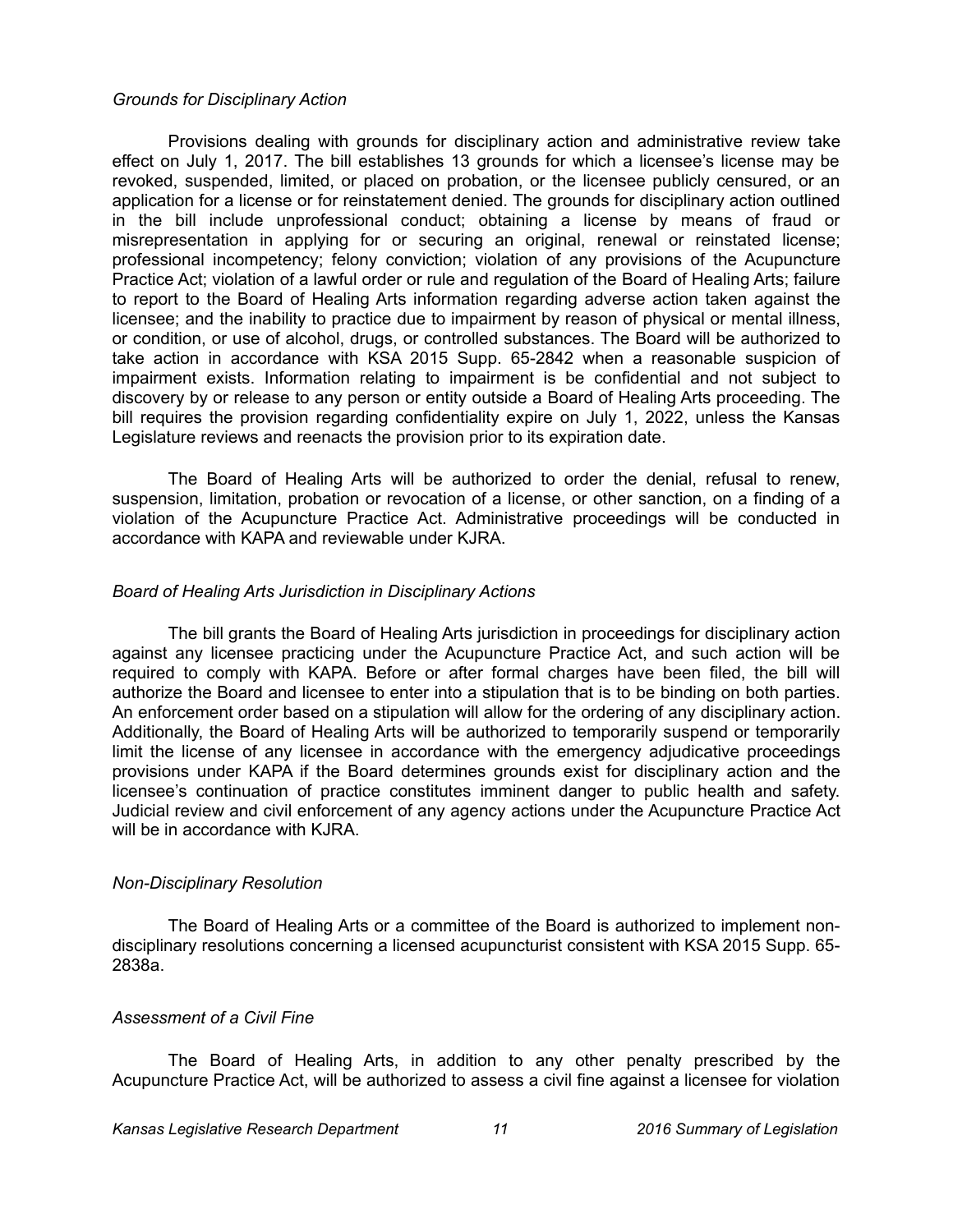*Grounds for Disciplinary Action*

Provisions dealing with grounds for disciplinary action and administrative review take effect on July 1, 2017. The bill establishes 13 grounds for which a licensee's license may be revoked, suspended, limited, or placed on probation, or the licensee publicly censured, or an application for a license or for reinstatement denied. The grounds for disciplinary action outlined in the bill include unprofessional conduct; obtaining a license by means of fraud or misrepresentation in applying for or securing an original, renewal or reinstated license; professional incompetency; felony conviction; violation of any provisions of the Acupuncture Practice Act; violation of a lawful order or rule and regulation of the Board of Healing Arts; failure to report to the Board of Healing Arts information regarding adverse action taken against the licensee; and the inability to practice due to impairment by reason of physical or mental illness, or condition, or use of alcohol, drugs, or controlled substances. The Board will be authorized to take action in accordance with KSA 2015 Supp. 65-2842 when a reasonable suspicion of impairment exists. Information relating to impairment is be confidential and not subject to discovery by or release to any person or entity outside a Board of Healing Arts proceeding. The bill requires the provision regarding confidentiality expire on July 1, 2022, unless the Kansas Legislature reviews and reenacts the provision prior to its expiration date.

The Board of Healing Arts will be authorized to order the denial, refusal to renew, suspension, limitation, probation or revocation of a license, or other sanction, on a finding of a violation of the Acupuncture Practice Act. Administrative proceedings will be conducted in accordance with KAPA and reviewable under KJRA.

*Board of Healing Arts Jurisdiction in Disciplinary Actions*

The bill grants the Board of Healing Arts jurisdiction in proceedings for disciplinary action against any licensee practicing under the Acupuncture Practice Act, and such action will be required to comply with KAPA. Before or after formal charges have been filed, the bill will authorize the Board and licensee to enter into a stipulation that is to be binding on both parties. An enforcement order based on a stipulation will allow for the ordering of any disciplinary action. Additionally, the Board of Healing Arts will be authorized to temporarily suspend or temporarily limit the license of any licensee in accordance with the emergency adjudicative proceedings provisions under KAPA if the Board determines grounds exist for disciplinary action and the licensee's continuation of practice constitutes imminent danger to public health and safety. Judicial review and civil enforcement of any agency actions under the Acupuncture Practice Act will be in accordance with KJRA.

*Non-Disciplinary Resolution*

The Board of Healing Arts or a committee of the Board is authorized to implement non-disciplinary resolutions concerning a licensed acupuncturist consistent with KSA 2015 Supp. 65-2838a.

*Assessment of a Civil Fine*

The Board of Healing Arts, in addition to any other penalty prescribed by the Acupuncture Practice Act, will be authorized to assess a civil fine against a licensee for violation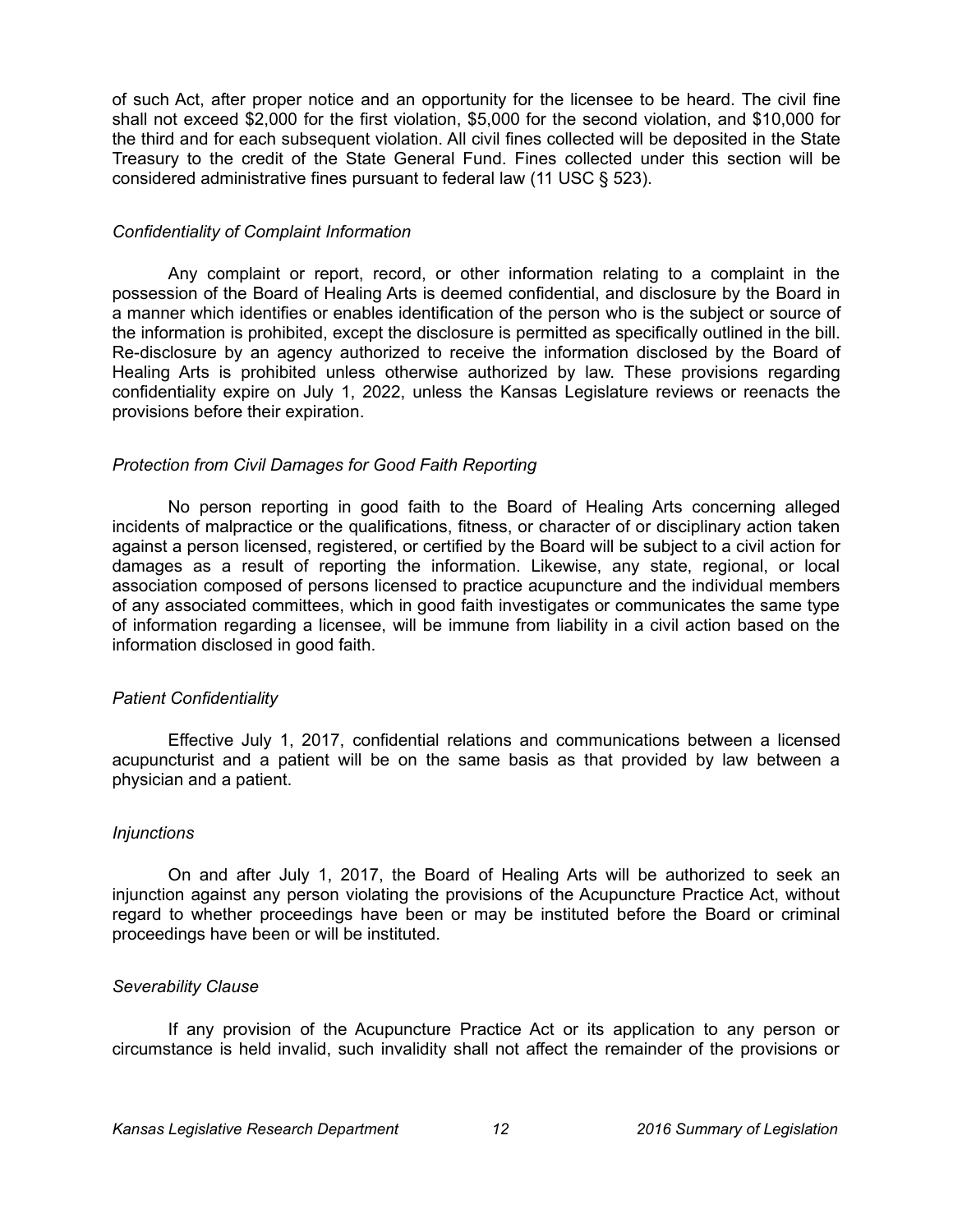of such Act, after proper notice and an opportunity for the licensee to be heard. The civil fine shall not exceed $2,000 for the first violation, $5,000 for the second violation, and $10,000 for the third and for each subsequent violation. All civil fines collected will be deposited in the State Treasury to the credit of the State General Fund. Fines collected under this section will be considered administrative fines pursuant to federal law (11 USC § 523).

*Confidentiality of Complaint Information*

Any complaint or report, record, or other information relating to a complaint in the possession of the Board of Healing Arts is deemed confidential, and disclosure by the Board in a manner which identifies or enables identification of the person who is the subject or source of the information is prohibited, except the disclosure is permitted as specifically outlined in the bill. Re-disclosure by an agency authorized to receive the information disclosed by the Board of Healing Arts is prohibited unless otherwise authorized by law. These provisions regarding confidentiality expire on July 1, 2022, unless the Kansas Legislature reviews or reenacts the provisions before their expiration.

*Protection from Civil Damages for Good Faith Reporting*

No person reporting in good faith to the Board of Healing Arts concerning alleged incidents of malpractice or the qualifications, fitness, or character of or disciplinary action taken against a person licensed, registered, or certified by the Board will be subject to a civil action for damages as a result of reporting the information. Likewise, any state, regional, or local association composed of persons licensed to practice acupuncture and the individual members of any associated committees, which in good faith investigates or communicates the same type of information regarding a licensee, will be immune from liability in a civil action based on the information disclosed in good faith.

*Patient Confidentiality*

Effective July 1, 2017, confidential relations and communications between a licensed acupuncturist and a patient will be on the same basis as that provided by law between a physician and a patient.

*Injunctions*

On and after July 1, 2017, the Board of Healing Arts will be authorized to seek an injunction against any person violating the provisions of the Acupuncture Practice Act, without regard to whether proceedings have been or may be instituted before the Board or criminal proceedings have been or will be instituted.

*Severability Clause*

If any provision of the Acupuncture Practice Act or its application to any person or circumstance is held invalid, such invalidity shall not affect the remainder of the provisions or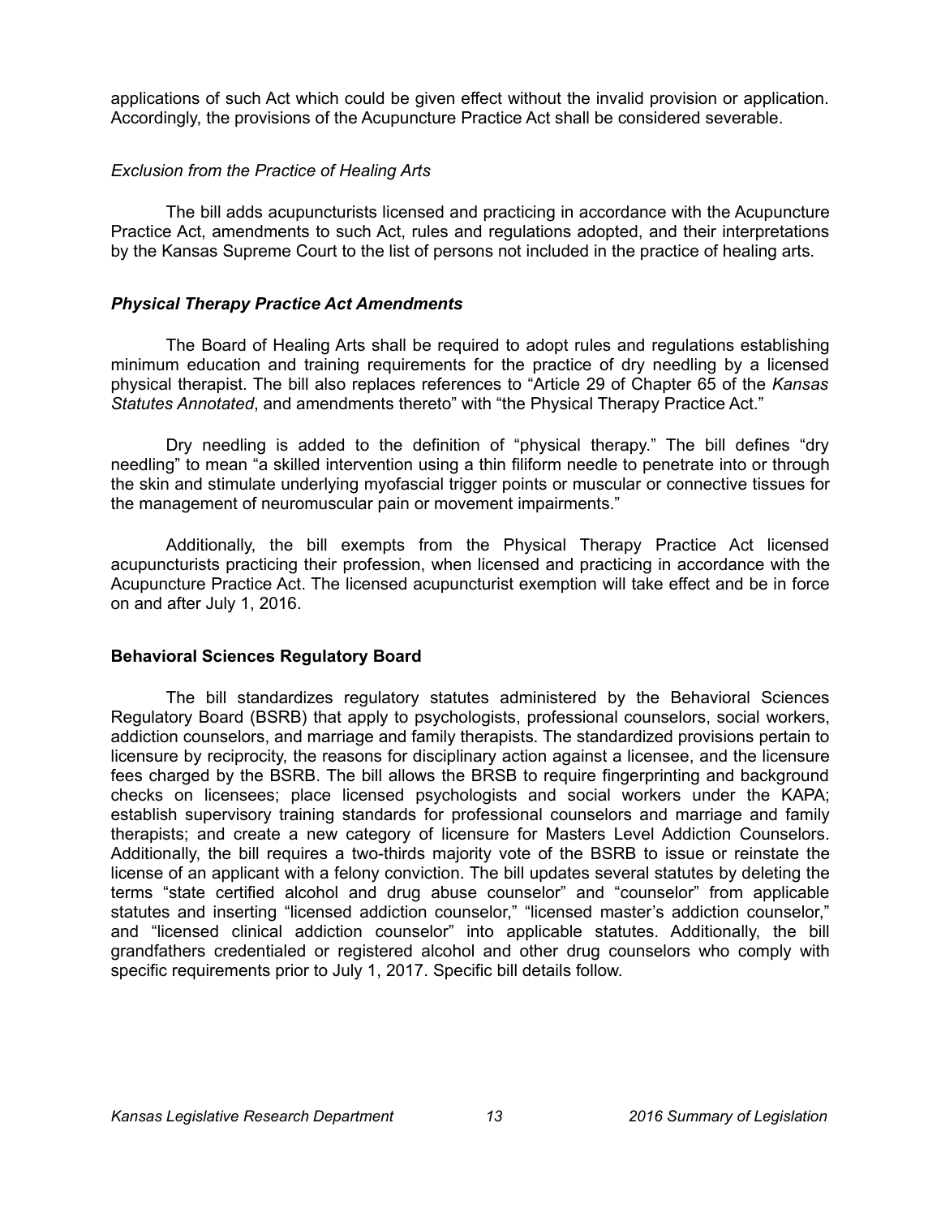applications of such Act which could be given effect without the invalid provision or application. Accordingly, the provisions of the Acupuncture Practice Act shall be considered severable.

*Exclusion from the Practice of Healing Arts*

The bill adds acupuncturists licensed and practicing in accordance with the Acupuncture Practice Act, amendments to such Act, rules and regulations adopted, and their interpretations by the Kansas Supreme Court to the list of persons not included in the practice of healing arts.

### *Physical Therapy Practice Act Amendments*

The Board of Healing Arts shall be required to adopt rules and regulations establishing minimum education and training requirements for the practice of dry needling by a licensed physical therapist. The bill also replaces references to "Article 29 of Chapter 65 of the *Kansas Statutes Annotated*, and amendments thereto" with "the Physical Therapy Practice Act."

Dry needling is added to the definition of "physical therapy." The bill defines "dry needling" to mean "a skilled intervention using a thin filiform needle to penetrate into or through the skin and stimulate underlying myofascial trigger points or muscular or connective tissues for the management of neuromuscular pain or movement impairments."

Additionally, the bill exempts from the Physical Therapy Practice Act licensed acupuncturists practicing their profession, when licensed and practicing in accordance with the Acupuncture Practice Act. The licensed acupuncturist exemption will take effect and be in force on and after July 1, 2016.

## Behavioral Sciences Regulatory Board

The bill standardizes regulatory statutes administered by the Behavioral Sciences Regulatory Board (BSRB) that apply to psychologists, professional counselors, social workers, addiction counselors, and marriage and family therapists. The standardized provisions pertain to licensure by reciprocity, the reasons for disciplinary action against a licensee, and the licensure fees charged by the BSRB. The bill allows the BRSB to require fingerprinting and background checks on licensees; place licensed psychologists and social workers under the KAPA; establish supervisory training standards for professional counselors and marriage and family therapists; and create a new category of licensure for Masters Level Addiction Counselors. Additionally, the bill requires a two-thirds majority vote of the BSRB to issue or reinstate the license of an applicant with a felony conviction. The bill updates several statutes by deleting the terms "state certified alcohol and drug abuse counselor" and "counselor" from applicable statutes and inserting "licensed addiction counselor," "licensed master's addiction counselor," and "licensed clinical addiction counselor" into applicable statutes. Additionally, the bill grandfathers credentialed or registered alcohol and other drug counselors who comply with specific requirements prior to July 1, 2017. Specific bill details follow.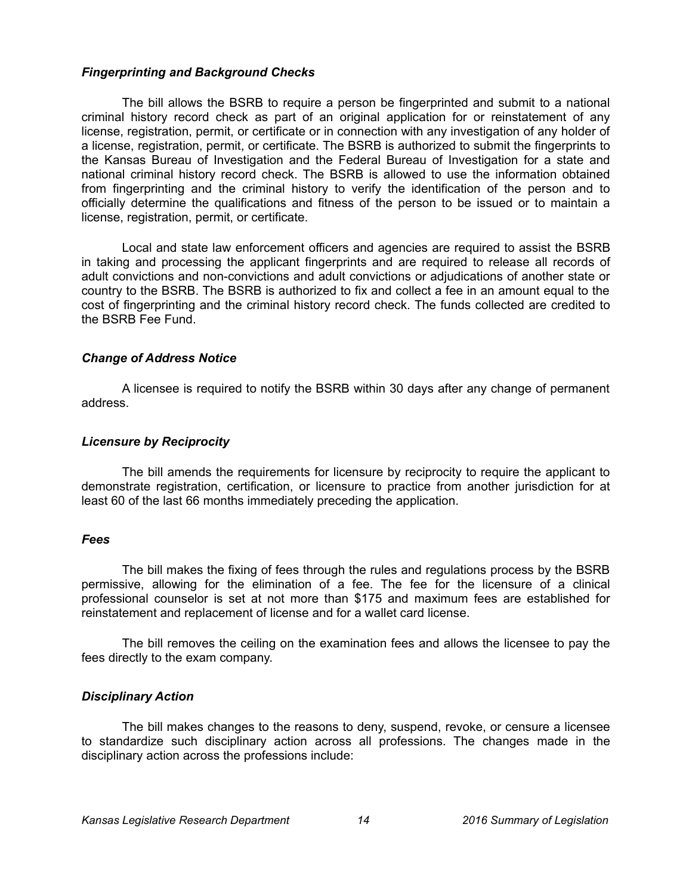### *Fingerprinting and Background Checks*

The bill allows the BSRB to require a person be fingerprinted and submit to a national criminal history record check as part of an original application for or reinstatement of any license, registration, permit, or certificate or in connection with any investigation of any holder of a license, registration, permit, or certificate. The BSRB is authorized to submit the fingerprints to the Kansas Bureau of Investigation and the Federal Bureau of Investigation for a state and national criminal history record check. The BSRB is allowed to use the information obtained from fingerprinting and the criminal history to verify the identification of the person and to officially determine the qualifications and fitness of the person to be issued or to maintain a license, registration, permit, or certificate.

Local and state law enforcement officers and agencies are required to assist the BSRB in taking and processing the applicant fingerprints and are required to release all records of adult convictions and non-convictions and adult convictions or adjudications of another state or country to the BSRB. The BSRB is authorized to fix and collect a fee in an amount equal to the cost of fingerprinting and the criminal history record check. The funds collected are credited to the BSRB Fee Fund.

### *Change of Address Notice*

A licensee is required to notify the BSRB within 30 days after any change of permanent address.

### *Licensure by Reciprocity*

The bill amends the requirements for licensure by reciprocity to require the applicant to demonstrate registration, certification, or licensure to practice from another jurisdiction for at least 60 of the last 66 months immediately preceding the application.

### *Fees*

The bill makes the fixing of fees through the rules and regulations process by the BSRB permissive, allowing for the elimination of a fee. The fee for the licensure of a clinical professional counselor is set at not more than $175 and maximum fees are established for reinstatement and replacement of license and for a wallet card license.

The bill removes the ceiling on the examination fees and allows the licensee to pay the fees directly to the exam company.

### *Disciplinary Action*

The bill makes changes to the reasons to deny, suspend, revoke, or censure a licensee to standardize such disciplinary action across all professions. The changes made in the disciplinary action across the professions include: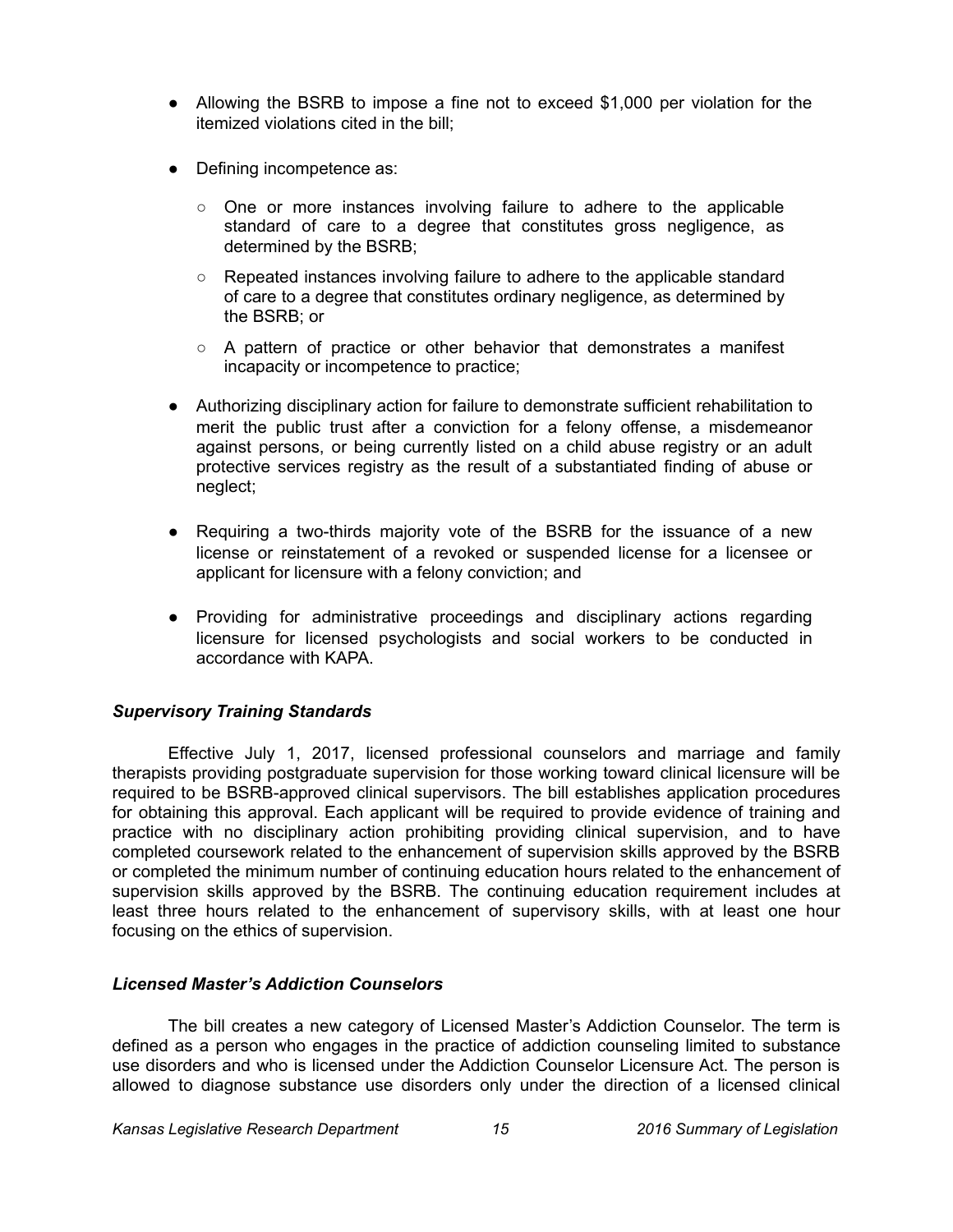- Allowing the BSRB to impose a fine not to exceed $1,000 per violation for the itemized violations cited in the bill;
- Defining incompetence as:
  - One or more instances involving failure to adhere to the applicable standard of care to a degree that constitutes gross negligence, as determined by the BSRB;
  - Repeated instances involving failure to adhere to the applicable standard of care to a degree that constitutes ordinary negligence, as determined by the BSRB; or
  - A pattern of practice or other behavior that demonstrates a manifest incapacity or incompetence to practice;
- Authorizing disciplinary action for failure to demonstrate sufficient rehabilitation to merit the public trust after a conviction for a felony offense, a misdemeanor against persons, or being currently listed on a child abuse registry or an adult protective services registry as the result of a substantiated finding of abuse or neglect;
- Requiring a two-thirds majority vote of the BSRB for the issuance of a new license or reinstatement of a revoked or suspended license for a licensee or applicant for licensure with a felony conviction; and
- Providing for administrative proceedings and disciplinary actions regarding licensure for licensed psychologists and social workers to be conducted in accordance with KAPA.

### *Supervisory Training Standards*

Effective July 1, 2017, licensed professional counselors and marriage and family therapists providing postgraduate supervision for those working toward clinical licensure will be required to be BSRB-approved clinical supervisors. The bill establishes application procedures for obtaining this approval. Each applicant will be required to provide evidence of training and practice with no disciplinary action prohibiting providing clinical supervision, and to have completed coursework related to the enhancement of supervision skills approved by the BSRB or completed the minimum number of continuing education hours related to the enhancement of supervision skills approved by the BSRB. The continuing education requirement includes at least three hours related to the enhancement of supervisory skills, with at least one hour focusing on the ethics of supervision.

### *Licensed Master's Addiction Counselors*

The bill creates a new category of Licensed Master's Addiction Counselor. The term is defined as a person who engages in the practice of addiction counseling limited to substance use disorders and who is licensed under the Addiction Counselor Licensure Act. The person is allowed to diagnose substance use disorders only under the direction of a licensed clinical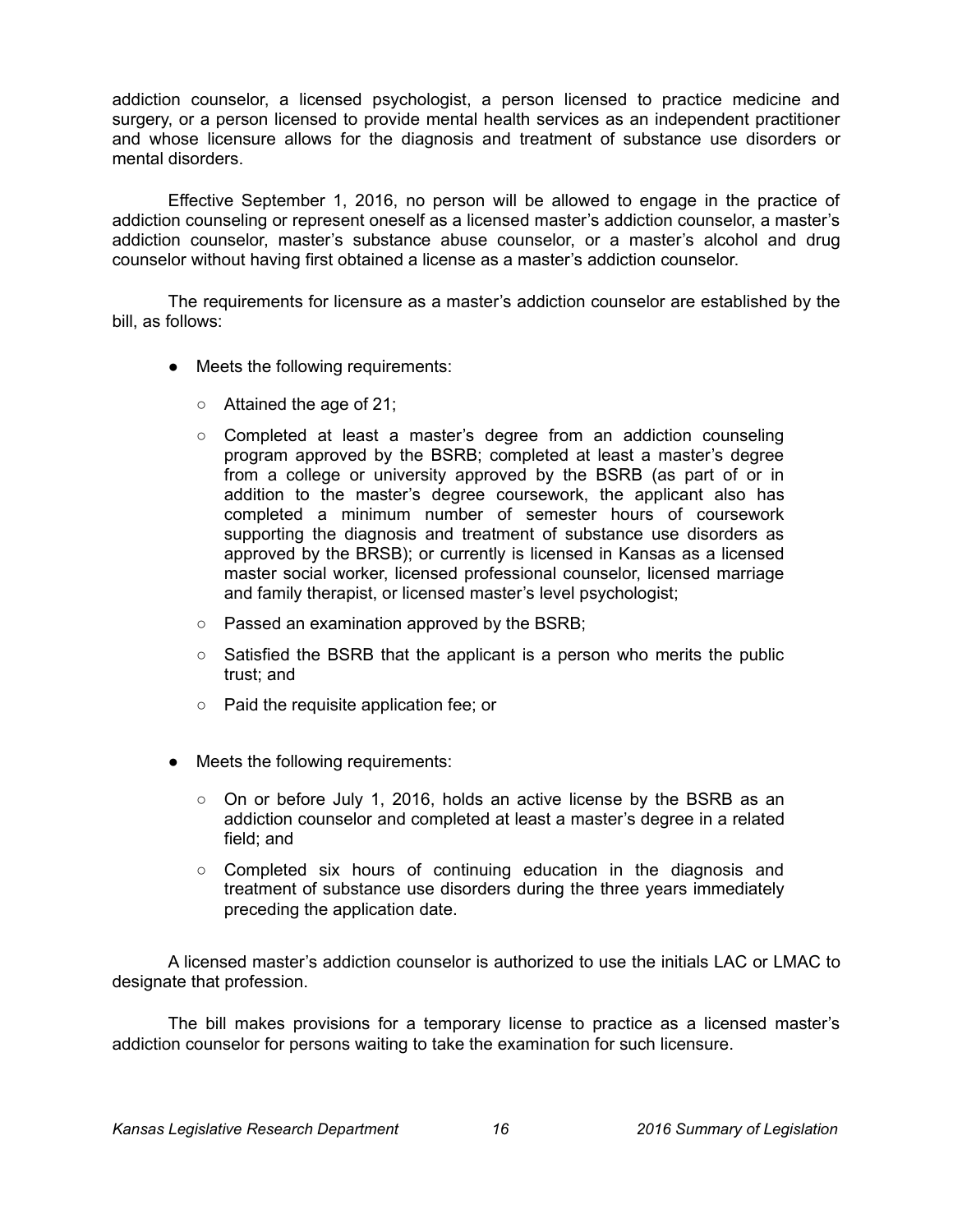addiction counselor, a licensed psychologist, a person licensed to practice medicine and surgery, or a person licensed to provide mental health services as an independent practitioner and whose licensure allows for the diagnosis and treatment of substance use disorders or mental disorders.

Effective September 1, 2016, no person will be allowed to engage in the practice of addiction counseling or represent oneself as a licensed master's addiction counselor, a master's addiction counselor, master's substance abuse counselor, or a master's alcohol and drug counselor without having first obtained a license as a master's addiction counselor.

The requirements for licensure as a master's addiction counselor are established by the bill, as follows:

- Meets the following requirements:
  - Attained the age of 21;
  - Completed at least a master's degree from an addiction counseling program approved by the BSRB; completed at least a master's degree from a college or university approved by the BSRB (as part of or in addition to the master's degree coursework, the applicant also has completed a minimum number of semester hours of coursework supporting the diagnosis and treatment of substance use disorders as approved by the BRSB); or currently is licensed in Kansas as a licensed master social worker, licensed professional counselor, licensed marriage and family therapist, or licensed master's level psychologist;
  - Passed an examination approved by the BSRB;
  - Satisfied the BSRB that the applicant is a person who merits the public trust; and
  - Paid the requisite application fee; or
- Meets the following requirements:
  - On or before July 1, 2016, holds an active license by the BSRB as an addiction counselor and completed at least a master's degree in a related field; and
  - Completed six hours of continuing education in the diagnosis and treatment of substance use disorders during the three years immediately preceding the application date.

A licensed master's addiction counselor is authorized to use the initials LAC or LMAC to designate that profession.

The bill makes provisions for a temporary license to practice as a licensed master's addiction counselor for persons waiting to take the examination for such licensure.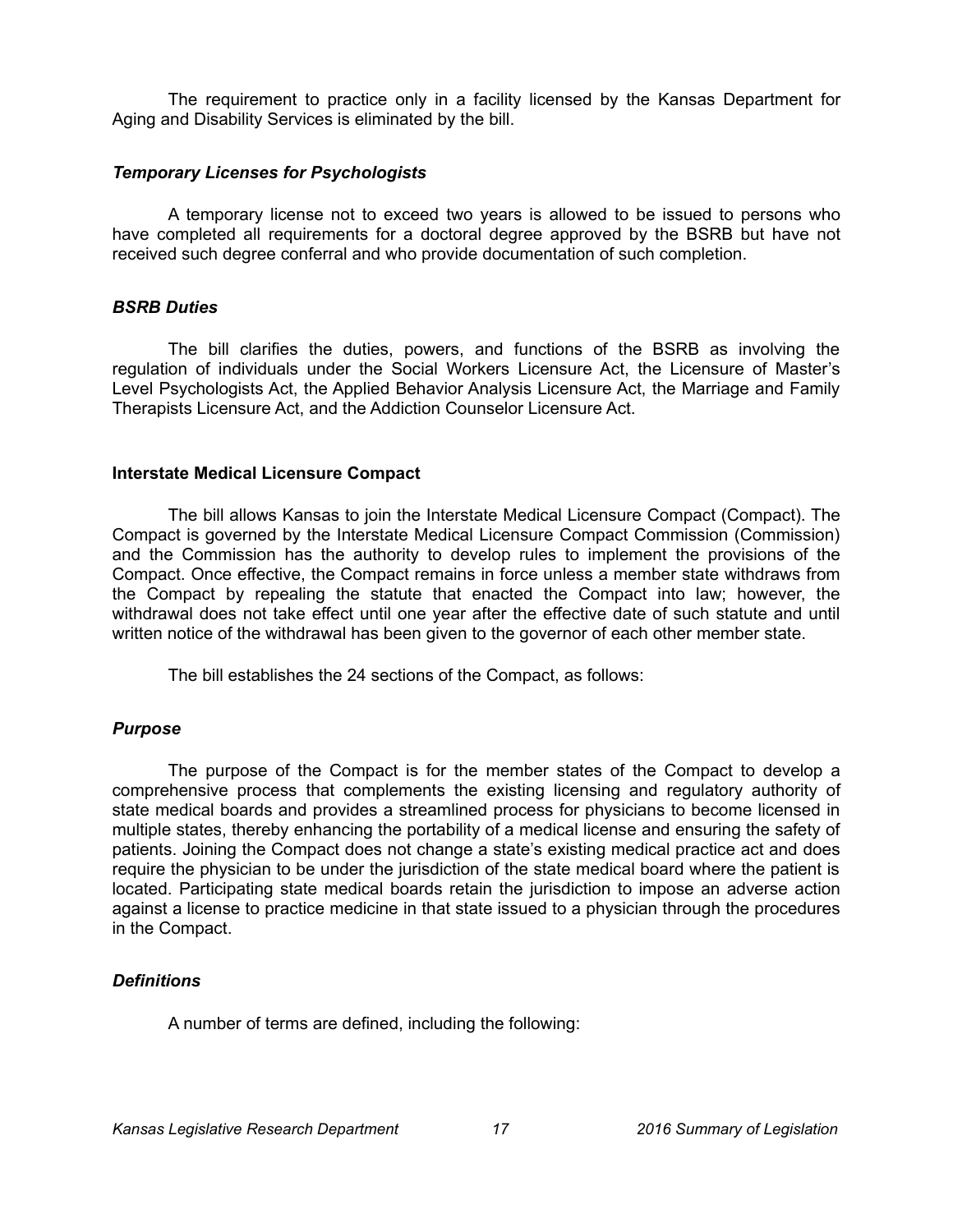The requirement to practice only in a facility licensed by the Kansas Department for Aging and Disability Services is eliminated by the bill.

### *Temporary Licenses for Psychologists*

A temporary license not to exceed two years is allowed to be issued to persons who have completed all requirements for a doctoral degree approved by the BSRB but have not received such degree conferral and who provide documentation of such completion.

### *BSRB Duties*

The bill clarifies the duties, powers, and functions of the BSRB as involving the regulation of individuals under the Social Workers Licensure Act, the Licensure of Master's Level Psychologists Act, the Applied Behavior Analysis Licensure Act, the Marriage and Family Therapists Licensure Act, and the Addiction Counselor Licensure Act.

## **Interstate Medical Licensure Compact**

The bill allows Kansas to join the Interstate Medical Licensure Compact (Compact). The Compact is governed by the Interstate Medical Licensure Compact Commission (Commission) and the Commission has the authority to develop rules to implement the provisions of the Compact. Once effective, the Compact remains in force unless a member state withdraws from the Compact by repealing the statute that enacted the Compact into law; however, the withdrawal does not take effect until one year after the effective date of such statute and until written notice of the withdrawal has been given to the governor of each other member state.

The bill establishes the 24 sections of the Compact, as follows:

### *Purpose*

The purpose of the Compact is for the member states of the Compact to develop a comprehensive process that complements the existing licensing and regulatory authority of state medical boards and provides a streamlined process for physicians to become licensed in multiple states, thereby enhancing the portability of a medical license and ensuring the safety of patients. Joining the Compact does not change a state's existing medical practice act and does require the physician to be under the jurisdiction of the state medical board where the patient is located. Participating state medical boards retain the jurisdiction to impose an adverse action against a license to practice medicine in that state issued to a physician through the procedures in the Compact.

### *Definitions*

A number of terms are defined, including the following: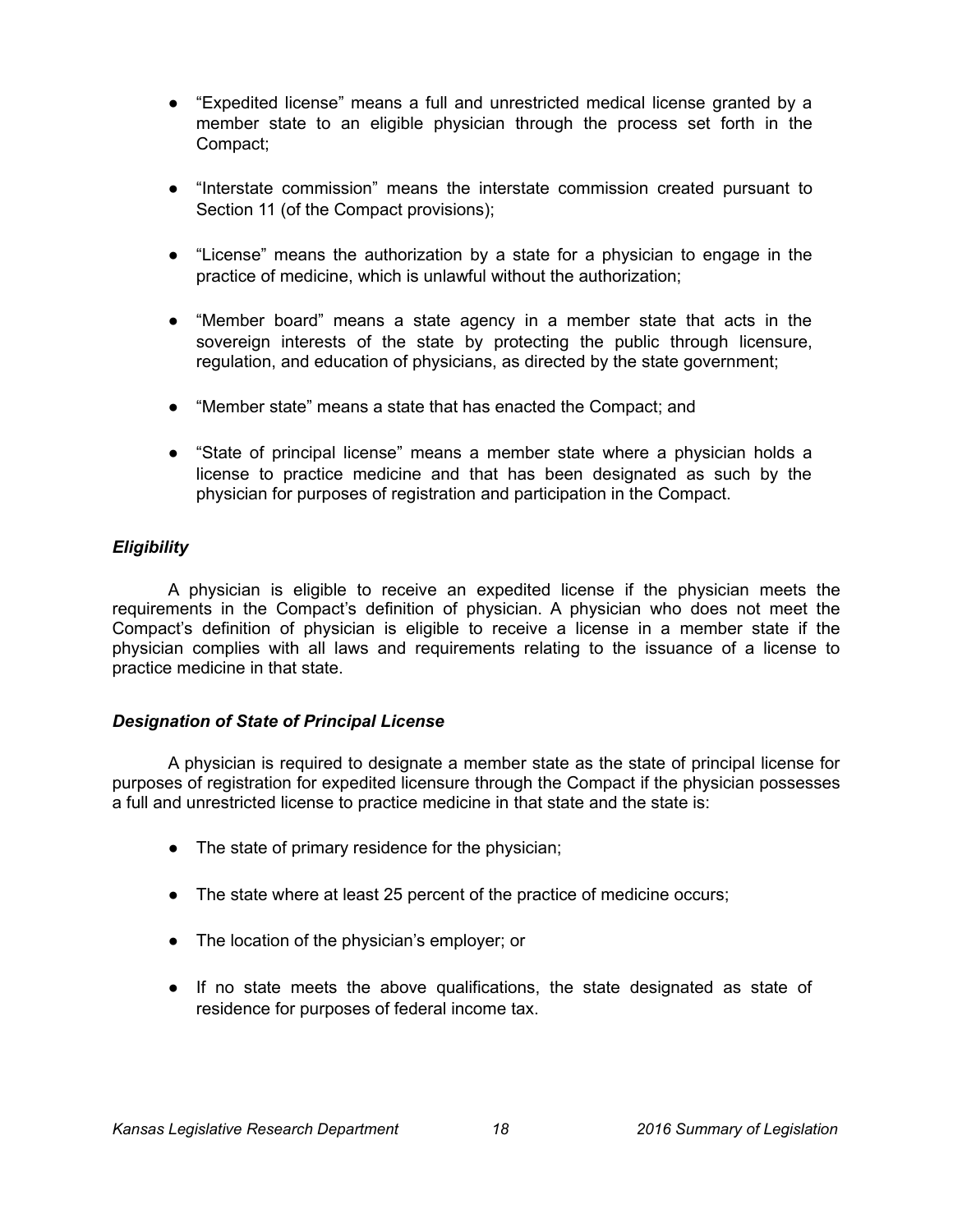- "Expedited license" means a full and unrestricted medical license granted by a member state to an eligible physician through the process set forth in the Compact;

- "Interstate commission" means the interstate commission created pursuant to Section 11 (of the Compact provisions);

- "License" means the authorization by a state for a physician to engage in the practice of medicine, which is unlawful without the authorization;

- "Member board" means a state agency in a member state that acts in the sovereign interests of the state by protecting the public through licensure, regulation, and education of physicians, as directed by the state government;

- "Member state" means a state that has enacted the Compact; and

- "State of principal license" means a member state where a physician holds a license to practice medicine and that has been designated as such by the physician for purposes of registration and participation in the Compact.

### *Eligibility*

A physician is eligible to receive an expedited license if the physician meets the requirements in the Compact's definition of physician. A physician who does not meet the Compact's definition of physician is eligible to receive a license in a member state if the physician complies with all laws and requirements relating to the issuance of a license to practice medicine in that state.

### *Designation of State of Principal License*

A physician is required to designate a member state as the state of principal license for purposes of registration for expedited licensure through the Compact if the physician possesses a full and unrestricted license to practice medicine in that state and the state is:

- The state of primary residence for the physician;

- The state where at least 25 percent of the practice of medicine occurs;

- The location of the physician's employer; or

- If no state meets the above qualifications, the state designated as state of residence for purposes of federal income tax.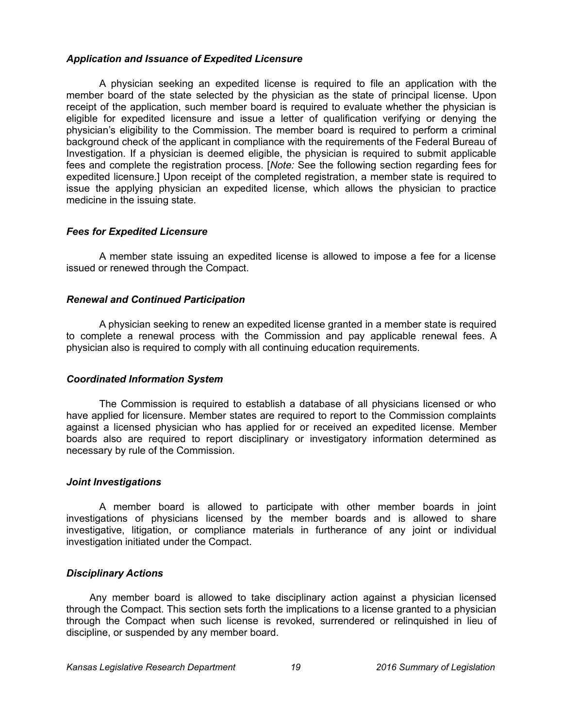### *Application and Issuance of Expedited Licensure*

A physician seeking an expedited license is required to file an application with the member board of the state selected by the physician as the state of principal license. Upon receipt of the application, such member board is required to evaluate whether the physician is eligible for expedited licensure and issue a letter of qualification verifying or denying the physician's eligibility to the Commission. The member board is required to perform a criminal background check of the applicant in compliance with the requirements of the Federal Bureau of Investigation. If a physician is deemed eligible, the physician is required to submit applicable fees and complete the registration process. [*Note:* See the following section regarding fees for expedited licensure.] Upon receipt of the completed registration, a member state is required to issue the applying physician an expedited license, which allows the physician to practice medicine in the issuing state.

### *Fees for Expedited Licensure*

A member state issuing an expedited license is allowed to impose a fee for a license issued or renewed through the Compact.

### *Renewal and Continued Participation*

A physician seeking to renew an expedited license granted in a member state is required to complete a renewal process with the Commission and pay applicable renewal fees. A physician also is required to comply with all continuing education requirements.

### *Coordinated Information System*

The Commission is required to establish a database of all physicians licensed or who have applied for licensure. Member states are required to report to the Commission complaints against a licensed physician who has applied for or received an expedited license. Member boards also are required to report disciplinary or investigatory information determined as necessary by rule of the Commission.

### *Joint Investigations*

A member board is allowed to participate with other member boards in joint investigations of physicians licensed by the member boards and is allowed to share investigative, litigation, or compliance materials in furtherance of any joint or individual investigation initiated under the Compact.

### *Disciplinary Actions*

Any member board is allowed to take disciplinary action against a physician licensed through the Compact. This section sets forth the implications to a license granted to a physician through the Compact when such license is revoked, surrendered or relinquished in lieu of discipline, or suspended by any member board.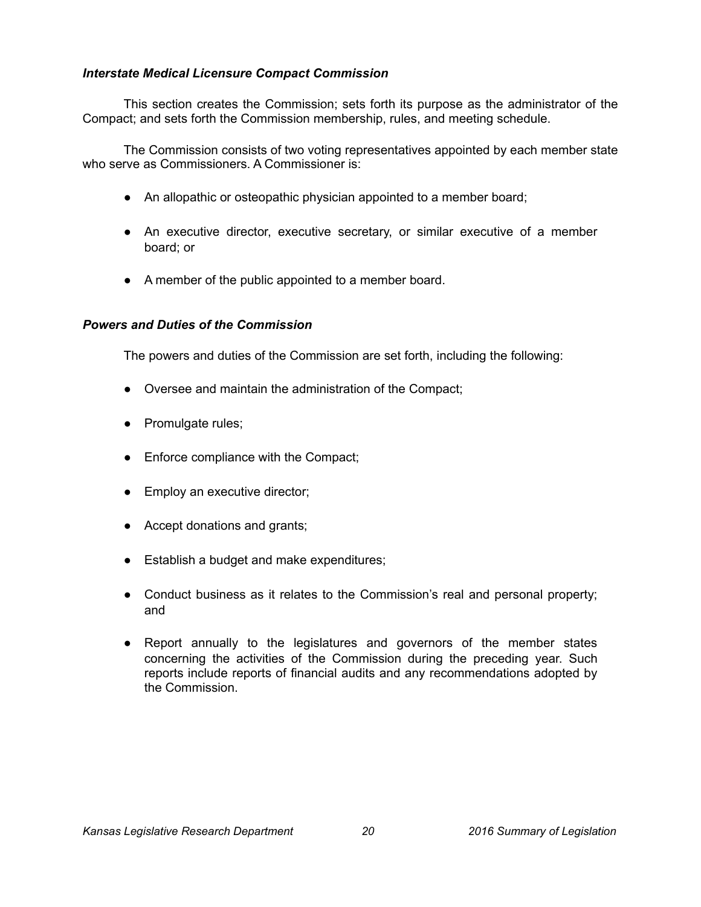### *Interstate Medical Licensure Compact Commission*

This section creates the Commission; sets forth its purpose as the administrator of the Compact; and sets forth the Commission membership, rules, and meeting schedule.

The Commission consists of two voting representatives appointed by each member state who serve as Commissioners. A Commissioner is:

- An allopathic or osteopathic physician appointed to a member board;
- An executive director, executive secretary, or similar executive of a member board; or
- A member of the public appointed to a member board.

### *Powers and Duties of the Commission*

The powers and duties of the Commission are set forth, including the following:

- Oversee and maintain the administration of the Compact;
- Promulgate rules;
- Enforce compliance with the Compact;
- Employ an executive director;
- Accept donations and grants;
- Establish a budget and make expenditures;
- Conduct business as it relates to the Commission's real and personal property; and
- Report annually to the legislatures and governors of the member states concerning the activities of the Commission during the preceding year. Such reports include reports of financial audits and any recommendations adopted by the Commission.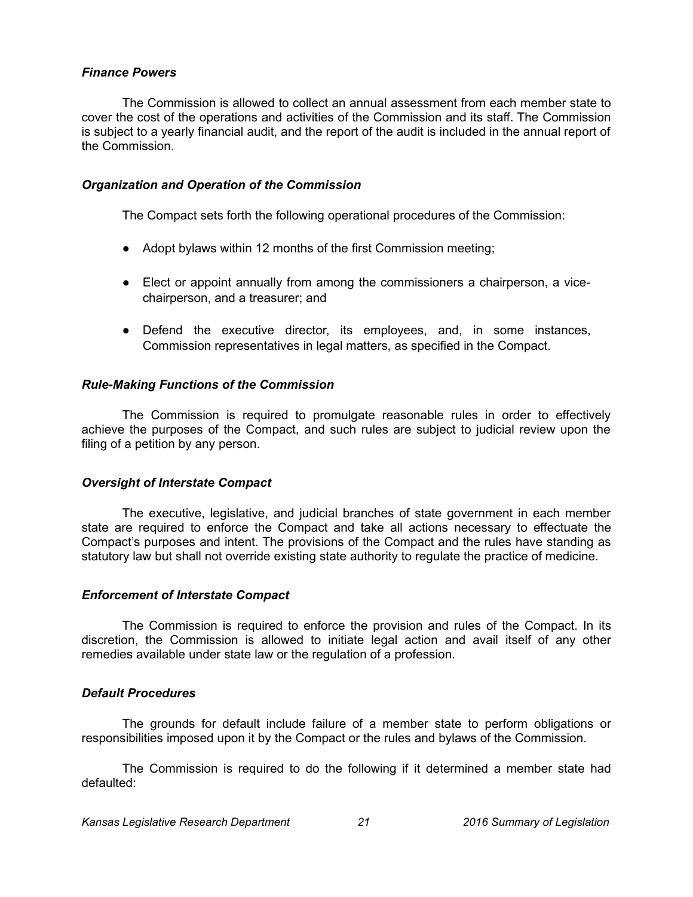### *Finance Powers*

The Commission is allowed to collect an annual assessment from each member state to cover the cost of the operations and activities of the Commission and its staff. The Commission is subject to a yearly financial audit, and the report of the audit is included in the annual report of the Commission.

### *Organization and Operation of the Commission*

The Compact sets forth the following operational procedures of the Commission:

- Adopt bylaws within 12 months of the first Commission meeting;
- Elect or appoint annually from among the commissioners a chairperson, a vice-chairperson, and a treasurer; and
- Defend the executive director, its employees, and, in some instances, Commission representatives in legal matters, as specified in the Compact.

### *Rule-Making Functions of the Commission*

The Commission is required to promulgate reasonable rules in order to effectively achieve the purposes of the Compact, and such rules are subject to judicial review upon the filing of a petition by any person.

### *Oversight of Interstate Compact*

The executive, legislative, and judicial branches of state government in each member state are required to enforce the Compact and take all actions necessary to effectuate the Compact's purposes and intent. The provisions of the Compact and the rules have standing as statutory law but shall not override existing state authority to regulate the practice of medicine.

### *Enforcement of Interstate Compact*

The Commission is required to enforce the provision and rules of the Compact. In its discretion, the Commission is allowed to initiate legal action and avail itself of any other remedies available under state law or the regulation of a profession.

### *Default Procedures*

The grounds for default include failure of a member state to perform obligations or responsibilities imposed upon it by the Compact or the rules and bylaws of the Commission.

The Commission is required to do the following if it determined a member state had defaulted: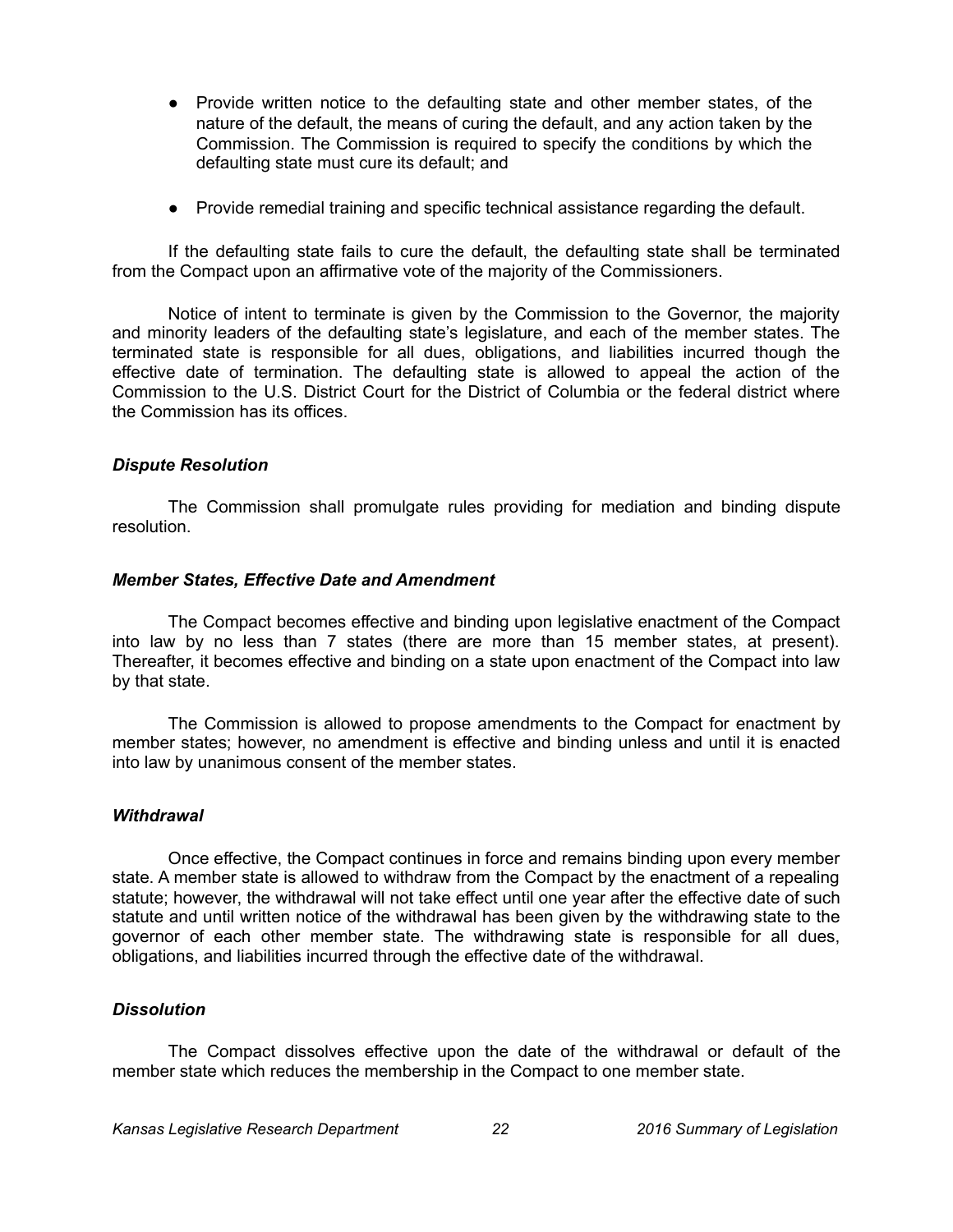- Provide written notice to the defaulting state and other member states, of the nature of the default, the means of curing the default, and any action taken by the Commission. The Commission is required to specify the conditions by which the defaulting state must cure its default; and
- Provide remedial training and specific technical assistance regarding the default.

If the defaulting state fails to cure the default, the defaulting state shall be terminated from the Compact upon an affirmative vote of the majority of the Commissioners.

Notice of intent to terminate is given by the Commission to the Governor, the majority and minority leaders of the defaulting state's legislature, and each of the member states. The terminated state is responsible for all dues, obligations, and liabilities incurred though the effective date of termination. The defaulting state is allowed to appeal the action of the Commission to the U.S. District Court for the District of Columbia or the federal district where the Commission has its offices.

***Dispute Resolution***

The Commission shall promulgate rules providing for mediation and binding dispute resolution.

***Member States, Effective Date and Amendment***

The Compact becomes effective and binding upon legislative enactment of the Compact into law by no less than 7 states (there are more than 15 member states, at present). Thereafter, it becomes effective and binding on a state upon enactment of the Compact into law by that state.

The Commission is allowed to propose amendments to the Compact for enactment by member states; however, no amendment is effective and binding unless and until it is enacted into law by unanimous consent of the member states.

***Withdrawal***

Once effective, the Compact continues in force and remains binding upon every member state. A member state is allowed to withdraw from the Compact by the enactment of a repealing statute; however, the withdrawal will not take effect until one year after the effective date of such statute and until written notice of the withdrawal has been given by the withdrawing state to the governor of each other member state. The withdrawing state is responsible for all dues, obligations, and liabilities incurred through the effective date of the withdrawal.

***Dissolution***

The Compact dissolves effective upon the date of the withdrawal or default of the member state which reduces the membership in the Compact to one member state.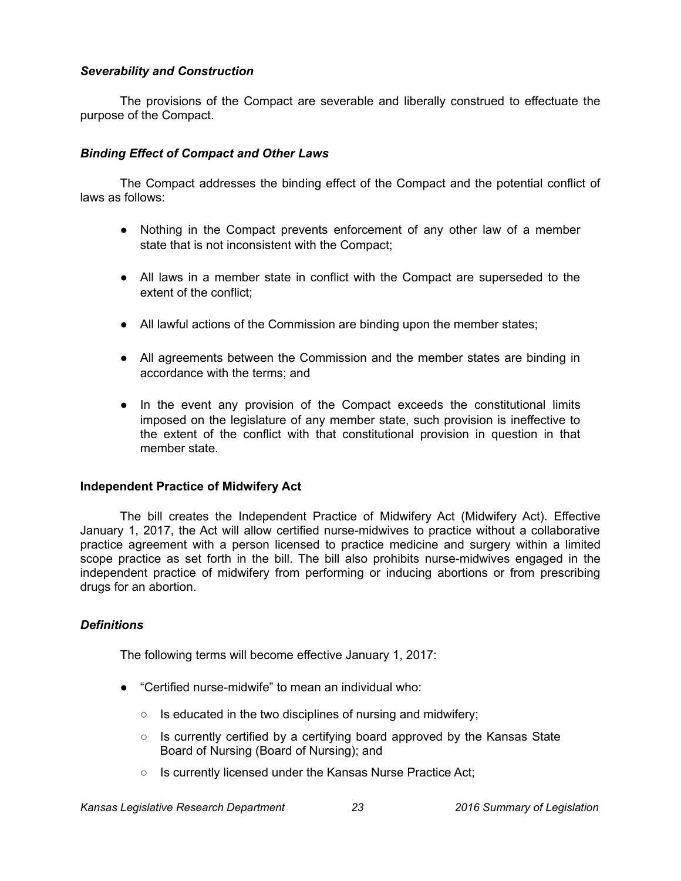### *Severability and Construction*

The provisions of the Compact are severable and liberally construed to effectuate the purpose of the Compact.

### *Binding Effect of Compact and Other Laws*

The Compact addresses the binding effect of the Compact and the potential conflict of laws as follows:

- Nothing in the Compact prevents enforcement of any other law of a member state that is not inconsistent with the Compact;
- All laws in a member state in conflict with the Compact are superseded to the extent of the conflict;
- All lawful actions of the Commission are binding upon the member states;
- All agreements between the Commission and the member states are binding in accordance with the terms; and
- In the event any provision of the Compact exceeds the constitutional limits imposed on the legislature of any member state, such provision is ineffective to the extent of the conflict with that constitutional provision in question in that member state.

## Independent Practice of Midwifery Act

The bill creates the Independent Practice of Midwifery Act (Midwifery Act). Effective January 1, 2017, the Act will allow certified nurse-midwives to practice without a collaborative practice agreement with a person licensed to practice medicine and surgery within a limited scope practice as set forth in the bill. The bill also prohibits nurse-midwives engaged in the independent practice of midwifery from performing or inducing abortions or from prescribing drugs for an abortion.

### *Definitions*

The following terms will become effective January 1, 2017:

- "Certified nurse-midwife" to mean an individual who:
  - Is educated in the two disciplines of nursing and midwifery;
  - Is currently certified by a certifying board approved by the Kansas State Board of Nursing (Board of Nursing); and
  - Is currently licensed under the Kansas Nurse Practice Act;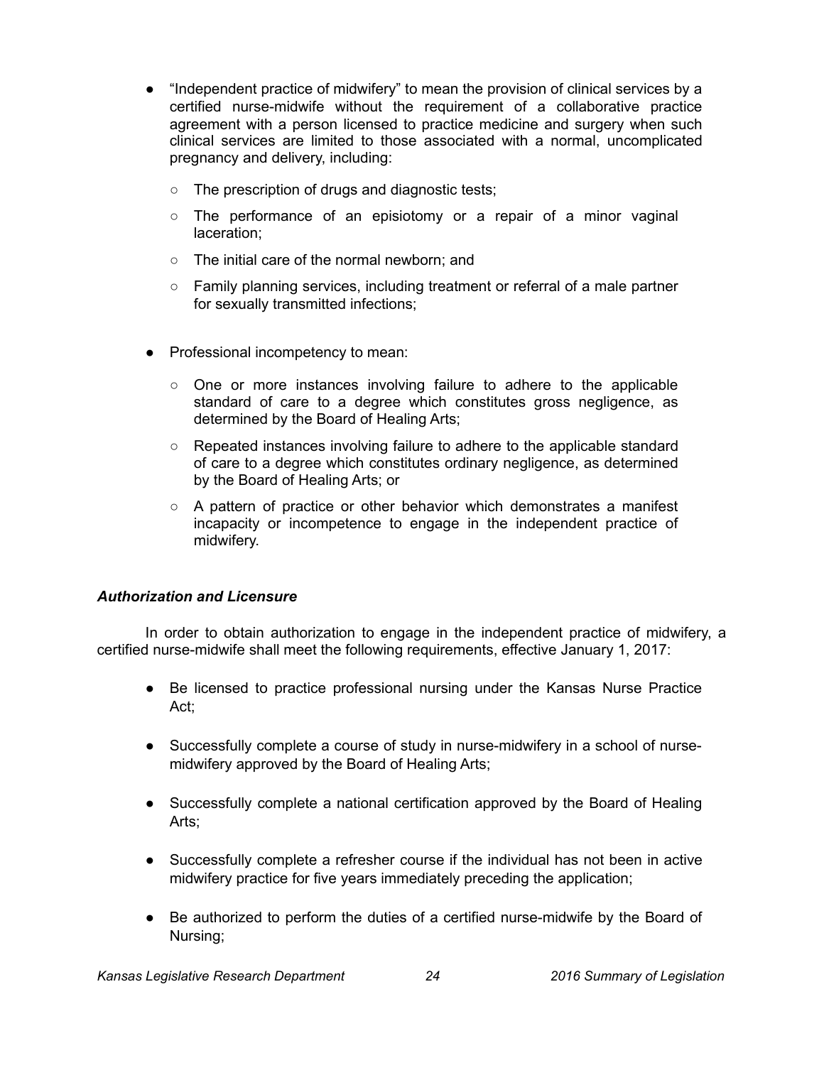- "Independent practice of midwifery" to mean the provision of clinical services by a certified nurse-midwife without the requirement of a collaborative practice agreement with a person licensed to practice medicine and surgery when such clinical services are limited to those associated with a normal, uncomplicated pregnancy and delivery, including:
  - The prescription of drugs and diagnostic tests;
  - The performance of an episiotomy or a repair of a minor vaginal laceration;
  - The initial care of the normal newborn; and
  - Family planning services, including treatment or referral of a male partner for sexually transmitted infections;

- Professional incompetency to mean:
  - One or more instances involving failure to adhere to the applicable standard of care to a degree which constitutes gross negligence, as determined by the Board of Healing Arts;
  - Repeated instances involving failure to adhere to the applicable standard of care to a degree which constitutes ordinary negligence, as determined by the Board of Healing Arts; or
  - A pattern of practice or other behavior which demonstrates a manifest incapacity or incompetence to engage in the independent practice of midwifery.

***Authorization and Licensure***

In order to obtain authorization to engage in the independent practice of midwifery, a certified nurse-midwife shall meet the following requirements, effective January 1, 2017:

- Be licensed to practice professional nursing under the Kansas Nurse Practice Act;
- Successfully complete a course of study in nurse-midwifery in a school of nurse-midwifery approved by the Board of Healing Arts;
- Successfully complete a national certification approved by the Board of Healing Arts;
- Successfully complete a refresher course if the individual has not been in active midwifery practice for five years immediately preceding the application;
- Be authorized to perform the duties of a certified nurse-midwife by the Board of Nursing;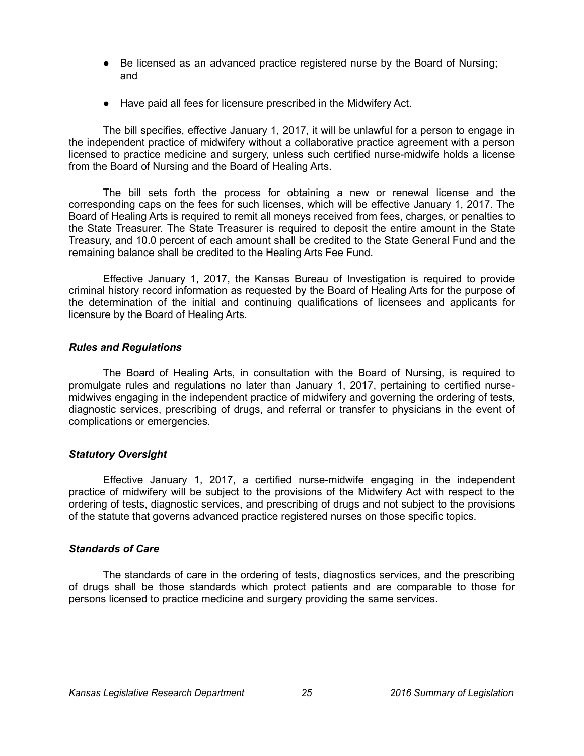- Be licensed as an advanced practice registered nurse by the Board of Nursing; and
- Have paid all fees for licensure prescribed in the Midwifery Act.

The bill specifies, effective January 1, 2017, it will be unlawful for a person to engage in the independent practice of midwifery without a collaborative practice agreement with a person licensed to practice medicine and surgery, unless such certified nurse-midwife holds a license from the Board of Nursing and the Board of Healing Arts.

The bill sets forth the process for obtaining a new or renewal license and the corresponding caps on the fees for such licenses, which will be effective January 1, 2017. The Board of Healing Arts is required to remit all moneys received from fees, charges, or penalties to the State Treasurer. The State Treasurer is required to deposit the entire amount in the State Treasury, and 10.0 percent of each amount shall be credited to the State General Fund and the remaining balance shall be credited to the Healing Arts Fee Fund.

Effective January 1, 2017, the Kansas Bureau of Investigation is required to provide criminal history record information as requested by the Board of Healing Arts for the purpose of the determination of the initial and continuing qualifications of licensees and applicants for licensure by the Board of Healing Arts.

### *Rules and Regulations*

The Board of Healing Arts, in consultation with the Board of Nursing, is required to promulgate rules and regulations no later than January 1, 2017, pertaining to certified nurse-midwives engaging in the independent practice of midwifery and governing the ordering of tests, diagnostic services, prescribing of drugs, and referral or transfer to physicians in the event of complications or emergencies.

### *Statutory Oversight*

Effective January 1, 2017, a certified nurse-midwife engaging in the independent practice of midwifery will be subject to the provisions of the Midwifery Act with respect to the ordering of tests, diagnostic services, and prescribing of drugs and not subject to the provisions of the statute that governs advanced practice registered nurses on those specific topics.

### *Standards of Care*

The standards of care in the ordering of tests, diagnostics services, and the prescribing of drugs shall be those standards which protect patients and are comparable to those for persons licensed to practice medicine and surgery providing the same services.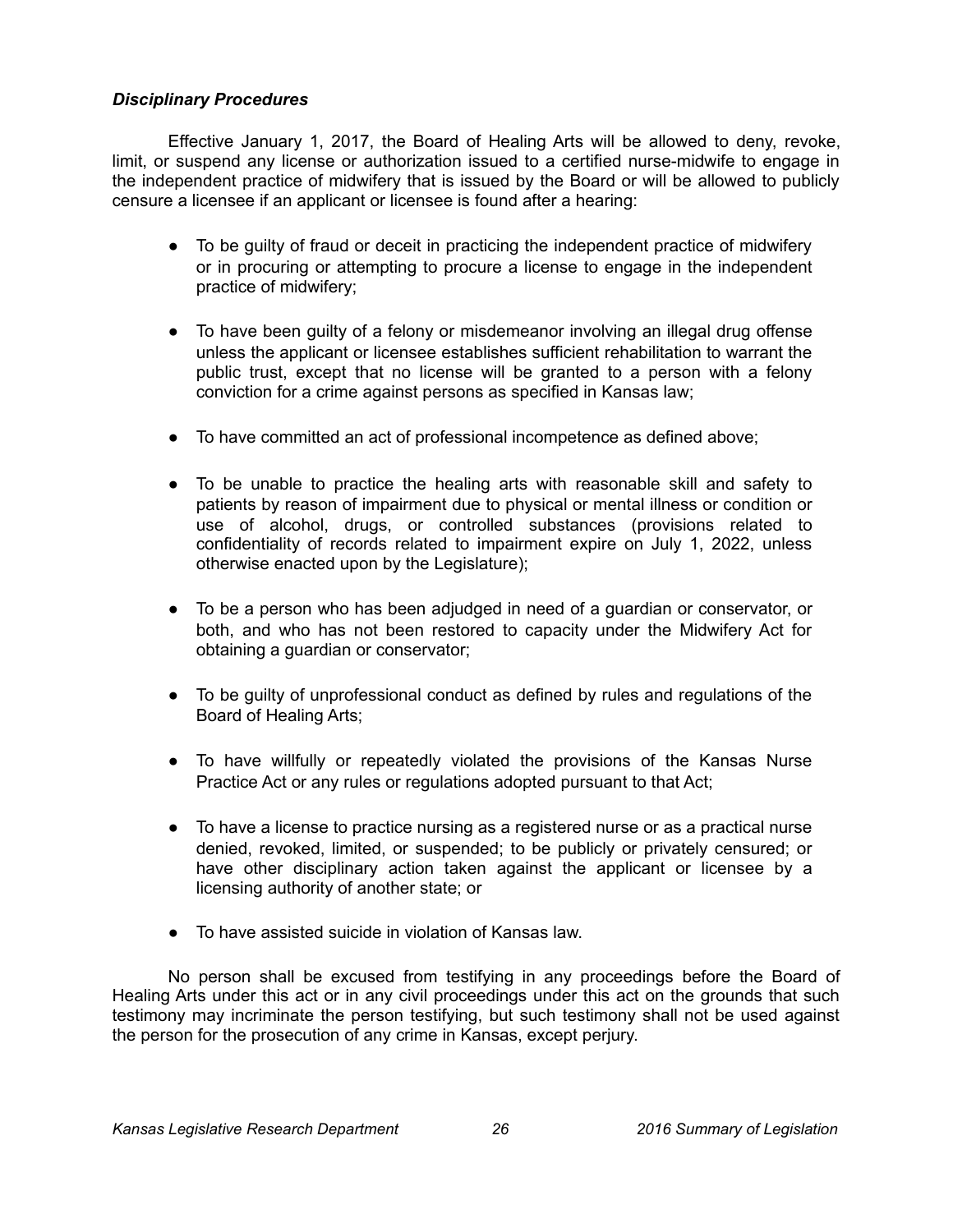### *Disciplinary Procedures*

Effective January 1, 2017, the Board of Healing Arts will be allowed to deny, revoke, limit, or suspend any license or authorization issued to a certified nurse-midwife to engage in the independent practice of midwifery that is issued by the Board or will be allowed to publicly censure a licensee if an applicant or licensee is found after a hearing:

- To be guilty of fraud or deceit in practicing the independent practice of midwifery or in procuring or attempting to procure a license to engage in the independent practice of midwifery;
- To have been guilty of a felony or misdemeanor involving an illegal drug offense unless the applicant or licensee establishes sufficient rehabilitation to warrant the public trust, except that no license will be granted to a person with a felony conviction for a crime against persons as specified in Kansas law;
- To have committed an act of professional incompetence as defined above;
- To be unable to practice the healing arts with reasonable skill and safety to patients by reason of impairment due to physical or mental illness or condition or use of alcohol, drugs, or controlled substances (provisions related to confidentiality of records related to impairment expire on July 1, 2022, unless otherwise enacted upon by the Legislature);
- To be a person who has been adjudged in need of a guardian or conservator, or both, and who has not been restored to capacity under the Midwifery Act for obtaining a guardian or conservator;
- To be guilty of unprofessional conduct as defined by rules and regulations of the Board of Healing Arts;
- To have willfully or repeatedly violated the provisions of the Kansas Nurse Practice Act or any rules or regulations adopted pursuant to that Act;
- To have a license to practice nursing as a registered nurse or as a practical nurse denied, revoked, limited, or suspended; to be publicly or privately censured; or have other disciplinary action taken against the applicant or licensee by a licensing authority of another state; or
- To have assisted suicide in violation of Kansas law.

No person shall be excused from testifying in any proceedings before the Board of Healing Arts under this act or in any civil proceedings under this act on the grounds that such testimony may incriminate the person testifying, but such testimony shall not be used against the person for the prosecution of any crime in Kansas, except perjury.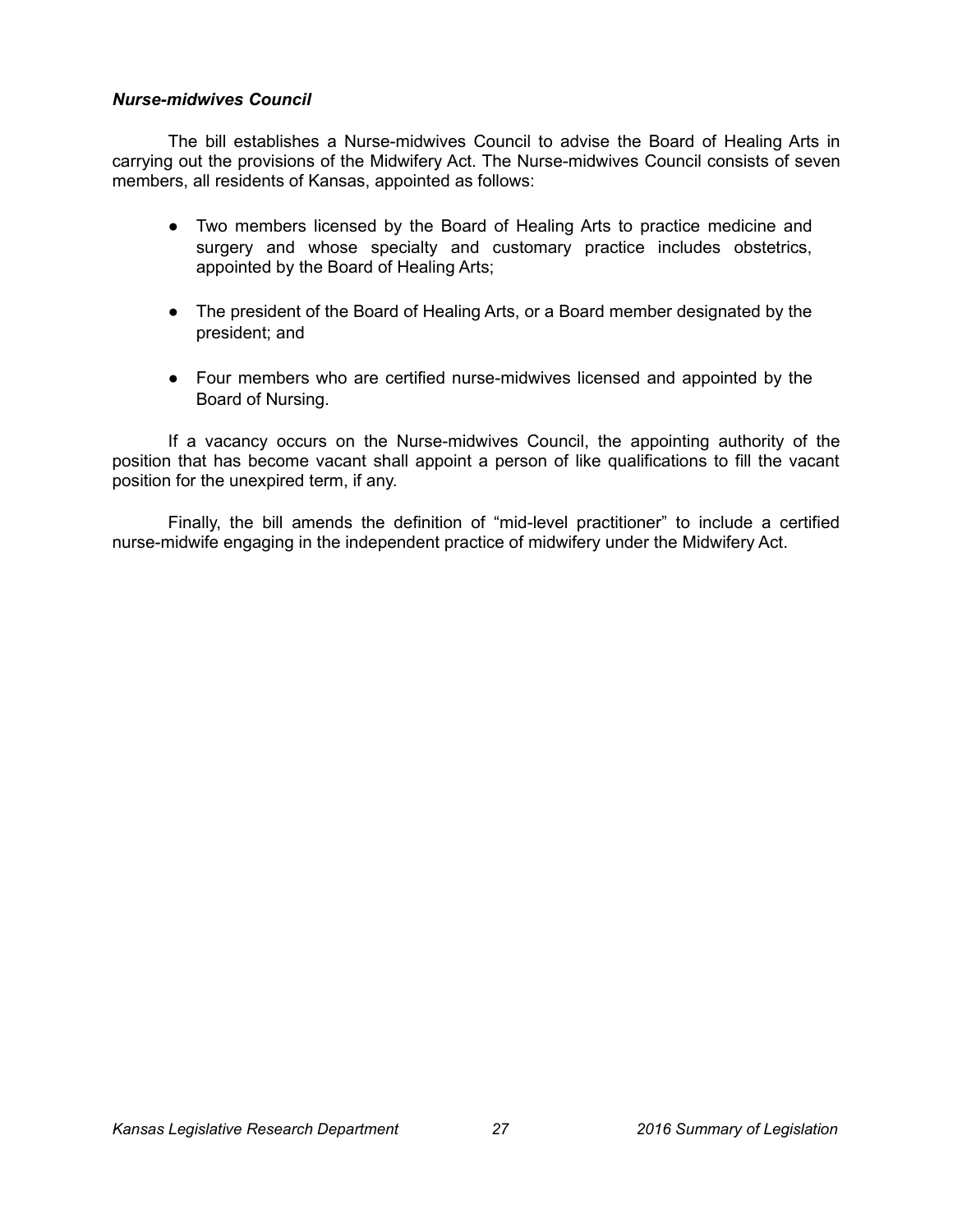### ***Nurse-midwives Council***

The bill establishes a Nurse-midwives Council to advise the Board of Healing Arts in carrying out the provisions of the Midwifery Act. The Nurse-midwives Council consists of seven members, all residents of Kansas, appointed as follows:

- Two members licensed by the Board of Healing Arts to practice medicine and surgery and whose specialty and customary practice includes obstetrics, appointed by the Board of Healing Arts;
- The president of the Board of Healing Arts, or a Board member designated by the president; and
- Four members who are certified nurse-midwives licensed and appointed by the Board of Nursing.

If a vacancy occurs on the Nurse-midwives Council, the appointing authority of the position that has become vacant shall appoint a person of like qualifications to fill the vacant position for the unexpired term, if any.

Finally, the bill amends the definition of "mid-level practitioner" to include a certified nurse-midwife engaging in the independent practice of midwifery under the Midwifery Act.